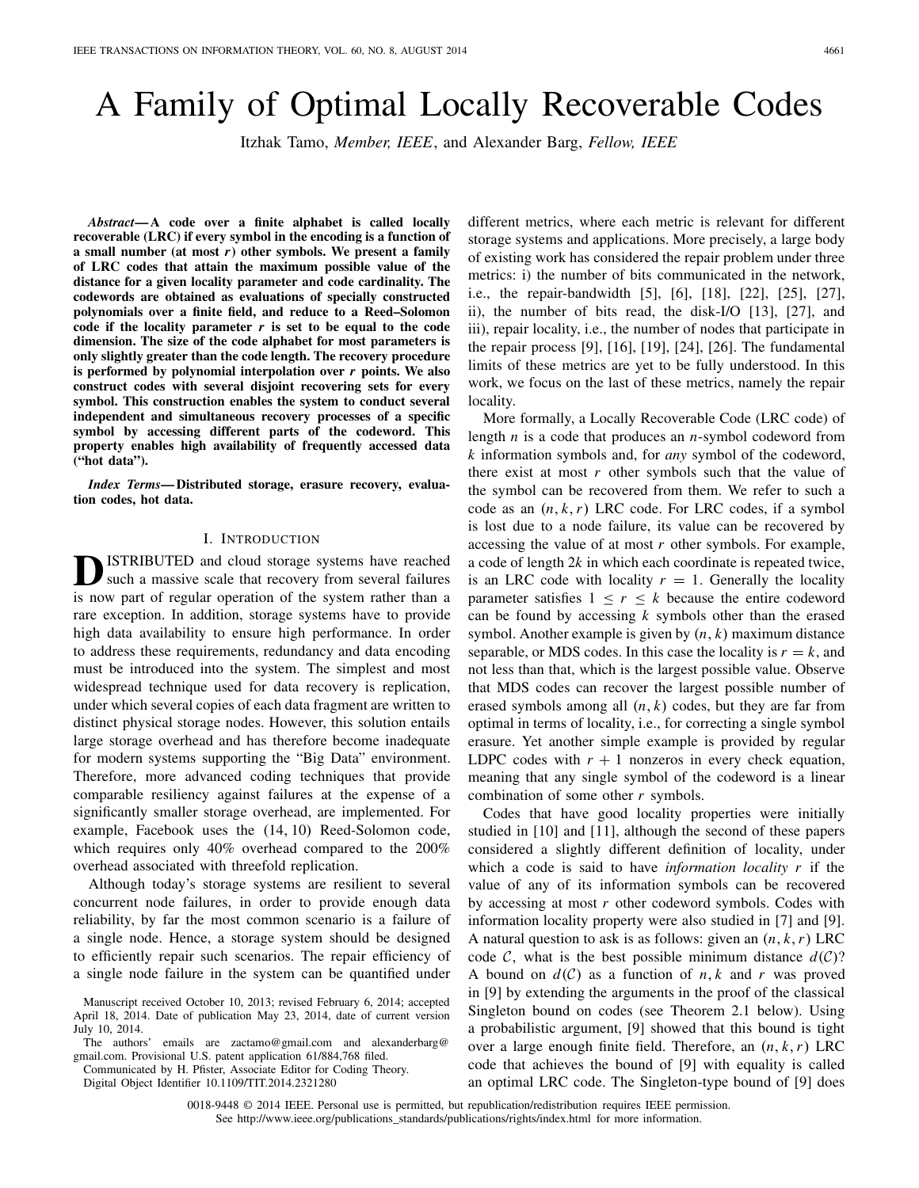# A Family of Optimal Locally Recoverable Codes

Itzhak Tamo, *Member, IEEE*, and Alexander Barg, *Fellow, IEEE*

***Abstract*— A code over a finite alphabet is called locally recoverable (LRC) if every symbol in the encoding is a function of a small number (at most $r$) other symbols. We present a family of LRC codes that attain the maximum possible value of the distance for a given locality parameter and code cardinality. The codewords are obtained as evaluations of specially constructed polynomials over a finite field, and reduce to a Reed–Solomon code if the locality parameter $r$ is set to be equal to the code dimension. The size of the code alphabet for most parameters is only slightly greater than the code length. The recovery procedure is performed by polynomial interpolation over $r$ points. We also construct codes with several disjoint recovering sets for every symbol. This construction enables the system to conduct several independent and simultaneous recovery processes of a specific symbol by accessing different parts of the codeword. This property enables high availability of frequently accessed data ("hot data").**

***Index Terms*— Distributed storage, erasure recovery, evaluation codes, hot data.**

## I. Introduction

DISTRIBUTED and cloud storage systems have reached such a massive scale that recovery from several failures is now part of regular operation of the system rather than a rare exception. In addition, storage systems have to provide high data availability to ensure high performance. In order to address these requirements, redundancy and data encoding must be introduced into the system. The simplest and most widespread technique used for data recovery is replication, under which several copies of each data fragment are written to distinct physical storage nodes. However, this solution entails large storage overhead and has therefore become inadequate for modern systems supporting the "Big Data" environment. Therefore, more advanced coding techniques that provide comparable resiliency against failures at the expense of a significantly smaller storage overhead, are implemented. For example, Facebook uses the (14, 10) Reed-Solomon code, which requires only 40% overhead compared to the 200% overhead associated with threefold replication.

Although today's storage systems are resilient to several concurrent node failures, in order to provide enough data reliability, by far the most common scenario is a failure of a single node. Hence, a storage system should be designed to efficiently repair such scenarios. The repair efficiency of a single node failure in the system can be quantified under different metrics, where each metric is relevant for different storage systems and applications. More precisely, a large body of existing work has considered the repair problem under three metrics: i) the number of bits communicated in the network, i.e., the repair-bandwidth [5], [6], [18], [22], [25], [27], ii), the number of bits read, the disk-I/O [13], [27], and iii), repair locality, i.e., the number of nodes that participate in the repair process [9], [16], [19], [24], [26]. The fundamental limits of these metrics are yet to be fully understood. In this work, we focus on the last of these metrics, namely the repair locality.

More formally, a Locally Recoverable Code (LRC code) of length $n$ is a code that produces an $n$-symbol codeword from $k$ information symbols and, for *any* symbol of the codeword, there exist at most $r$ other symbols such that the value of the symbol can be recovered from them. We refer to such a code as an $(n, k, r)$ LRC code. For LRC codes, if a symbol is lost due to a node failure, its value can be recovered by accessing the value of at most $r$ other symbols. For example, a code of length $2k$ in which each coordinate is repeated twice, is an LRC code with locality $r = 1$. Generally the locality parameter satisfies $1 \le r \le k$ because the entire codeword can be found by accessing $k$ symbols other than the erased symbol. Another example is given by $(n, k)$ maximum distance separable, or MDS codes. In this case the locality is $r = k$, and not less than that, which is the largest possible value. Observe that MDS codes can recover the largest possible number of erased symbols among all $(n, k)$ codes, but they are far from optimal in terms of locality, i.e., for correcting a single symbol erasure. Yet another simple example is provided by regular LDPC codes with $r + 1$ nonzeros in every check equation, meaning that any single symbol of the codeword is a linear combination of some other $r$ symbols.

Codes that have good locality properties were initially studied in [10] and [11], although the second of these papers considered a slightly different definition of locality, under which a code is said to have *information locality* $r$ if the value of any of its information symbols can be recovered by accessing at most $r$ other codeword symbols. Codes with information locality property were also studied in [7] and [9]. A natural question to ask is as follows: given an $(n, k, r)$ LRC code $\mathcal{C}$, what is the best possible minimum distance $d(\mathcal{C})$? A bound on $d(\mathcal{C})$ as a function of $n, k$ and $r$ was proved in [9] by extending the arguments in the proof of the classical Singleton bound on codes (see Theorem 2.1 below). Using a probabilistic argument, [9] showed that this bound is tight over a large enough finite field. Therefore, an $(n, k, r)$ LRC code that achieves the bound of [9] with equality is called an optimal LRC code. The Singleton-type bound of [9] does

Manuscript received October 10, 2013; revised February 6, 2014; accepted April 18, 2014. Date of publication May 23, 2014, date of current version July 10, 2014.

The authors' emails are zactamo@gmail.com and alexanderbarg@gmail.com. Provisional U.S. patent application 61/884,768 filed.

Communicated by H. Pfister, Associate Editor for Coding Theory.

Digital Object Identifier 10.1109/TIT.2014.2321280

0018-9448 © 2014 IEEE. Personal use is permitted, but republication/redistribution requires IEEE permission. See http://www.ieee.org/publications_standards/publications/rights/index.html for more information.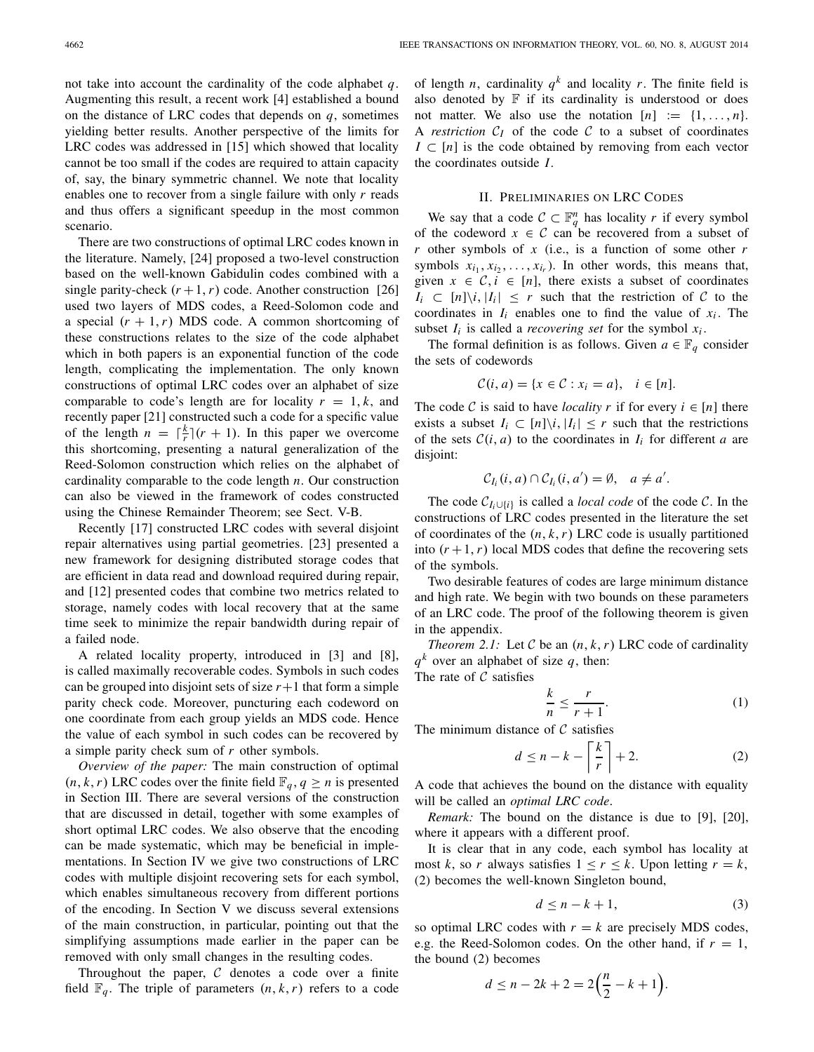not take into account the cardinality of the code alphabet $q$. Augmenting this result, a recent work [4] established a bound on the distance of LRC codes that depends on $q$, sometimes yielding better results. Another perspective of the limits for LRC codes was addressed in [15] which showed that locality cannot be too small if the codes are required to attain capacity of, say, the binary symmetric channel. We note that locality enables one to recover from a single failure with only $r$ reads and thus offers a significant speedup in the most common scenario.

There are two constructions of optimal LRC codes known in the literature. Namely, [24] proposed a two-level construction based on the well-known Gabidulin codes combined with a single parity-check $(r+1, r)$ code. Another construction [26] used two layers of MDS codes, a Reed-Solomon code and a special $(r+1, r)$ MDS code. A common shortcoming of these constructions relates to the size of the code alphabet which in both papers is an exponential function of the code length, complicating the implementation. The only known constructions of optimal LRC codes over an alphabet of size comparable to code's length are for locality $r = 1, k$, and recently paper [21] constructed such a code for a specific value of the length $n = \lceil \frac{k}{r} \rceil (r+1)$. In this paper we overcome this shortcoming, presenting a natural generalization of the Reed-Solomon construction which relies on the alphabet of cardinality comparable to the code length $n$. Our construction can also be viewed in the framework of codes constructed using the Chinese Remainder Theorem; see Sect. V-B.

Recently [17] constructed LRC codes with several disjoint repair alternatives using partial geometries. [23] presented a new framework for designing distributed storage codes that are efficient in data read and download required during repair, and [12] presented codes that combine two metrics related to storage, namely codes with local recovery that at the same time seek to minimize the repair bandwidth during repair of a failed node.

A related locality property, introduced in [3] and [8], is called maximally recoverable codes. Symbols in such codes can be grouped into disjoint sets of size $r+1$ that form a simple parity check code. Moreover, puncturing each codeword on one coordinate from each group yields an MDS code. Hence the value of each symbol in such codes can be recovered by a simple parity check sum of $r$ other symbols.

*Overview of the paper:* The main construction of optimal $(n, k, r)$ LRC codes over the finite field $\mathbb{F}_q, q \geq n$ is presented in Section III. There are several versions of the construction that are discussed in detail, together with some examples of short optimal LRC codes. We also observe that the encoding can be made systematic, which may be beneficial in implementations. In Section IV we give two constructions of LRC codes with multiple disjoint recovering sets for each symbol, which enables simultaneous recovery from different portions of the encoding. In Section V we discuss several extensions of the main construction, in particular, pointing out that the simplifying assumptions made earlier in the paper can be removed with only small changes in the resulting codes.

Throughout the paper, $\mathcal{C}$ denotes a code over a finite field $\mathbb{F}_q$. The triple of parameters $(n, k, r)$ refers to a code of length $n$, cardinality $q^k$ and locality $r$. The finite field is also denoted by $\mathbb{F}$ if its cardinality is understood or does not matter. We also use the notation $[n] := \{1, \ldots, n\}$. A *restriction* $\mathcal{C}_I$ of the code $\mathcal{C}$ to a subset of coordinates $I \subset [n]$ is the code obtained by removing from each vector the coordinates outside $I$.

## II. Preliminaries on LRC Codes

We say that a code $\mathcal{C} \subset \mathbb{F}_q^n$ has locality $r$ if every symbol of the codeword $x \in \mathcal{C}$ can be recovered from a subset of $r$ other symbols of $x$ (i.e., is a function of some other $r$ symbols $x_{i_1}, x_{i_2}, \ldots, x_{i_r}$). In other words, this means that, given $x \in \mathcal{C}, i \in [n]$, there exists a subset of coordinates $I_i \subset [n] \backslash i, |I_i| \leq r$ such that the restriction of $\mathcal{C}$ to the coordinates in $I_i$ enables one to find the value of $x_i$. The subset $I_i$ is called a *recovering set* for the symbol $x_i$.

The formal definition is as follows. Given $a \in \mathbb{F}_q$ consider the sets of codewords

$$\mathcal{C}(i, a) = \{x \in \mathcal{C} : x_i = a\}, \quad i \in [n].$$

The code $\mathcal{C}$ is said to have *locality* $r$ if for every $i \in [n]$ there exists a subset $I_i \subset [n] \backslash i, |I_i| \leq r$ such that the restrictions of the sets $\mathcal{C}(i, a)$ to the coordinates in $I_i$ for different $a$ are disjoint:

$$\mathcal{C}_{I_i}(i, a) \cap \mathcal{C}_{I_i}(i, a') = \emptyset, \quad a \neq a'.$$

The code $\mathcal{C}_{I_i \cup \{i\}}$ is called a *local code* of the code $\mathcal{C}$. In the constructions of LRC codes presented in the literature the set of coordinates of the $(n, k, r)$ LRC code is usually partitioned into $(r+1, r)$ local MDS codes that define the recovering sets of the symbols.

Two desirable features of codes are large minimum distance and high rate. We begin with two bounds on these parameters of an LRC code. The proof of the following theorem is given in the appendix.

*Theorem 2.1:* Let $\mathcal{C}$ be an $(n, k, r)$ LRC code of cardinality $q^k$ over an alphabet of size $q$, then:
The rate of $\mathcal{C}$ satisfies

$$\frac{k}{n} \leq \frac{r}{r+1}. \tag{1}$$

The minimum distance of $\mathcal{C}$ satisfies

$$d \leq n - k - \left\lceil \frac{k}{r} \right\rceil + 2. \tag{2}$$

A code that achieves the bound on the distance with equality will be called an *optimal LRC code*.

*Remark:* The bound on the distance is due to [9], [20], where it appears with a different proof.

It is clear that in any code, each symbol has locality at most $k$, so $r$ always satisfies $1 \leq r \leq k$. Upon letting $r = k$, (2) becomes the well-known Singleton bound,

$$d \leq n - k + 1, \tag{3}$$

so optimal LRC codes with $r = k$ are precisely MDS codes, e.g. the Reed-Solomon codes. On the other hand, if $r = 1$, the bound (2) becomes

$$d \leq n - 2k + 2 = 2\Big(\frac{n}{2} - k + 1\Big).$$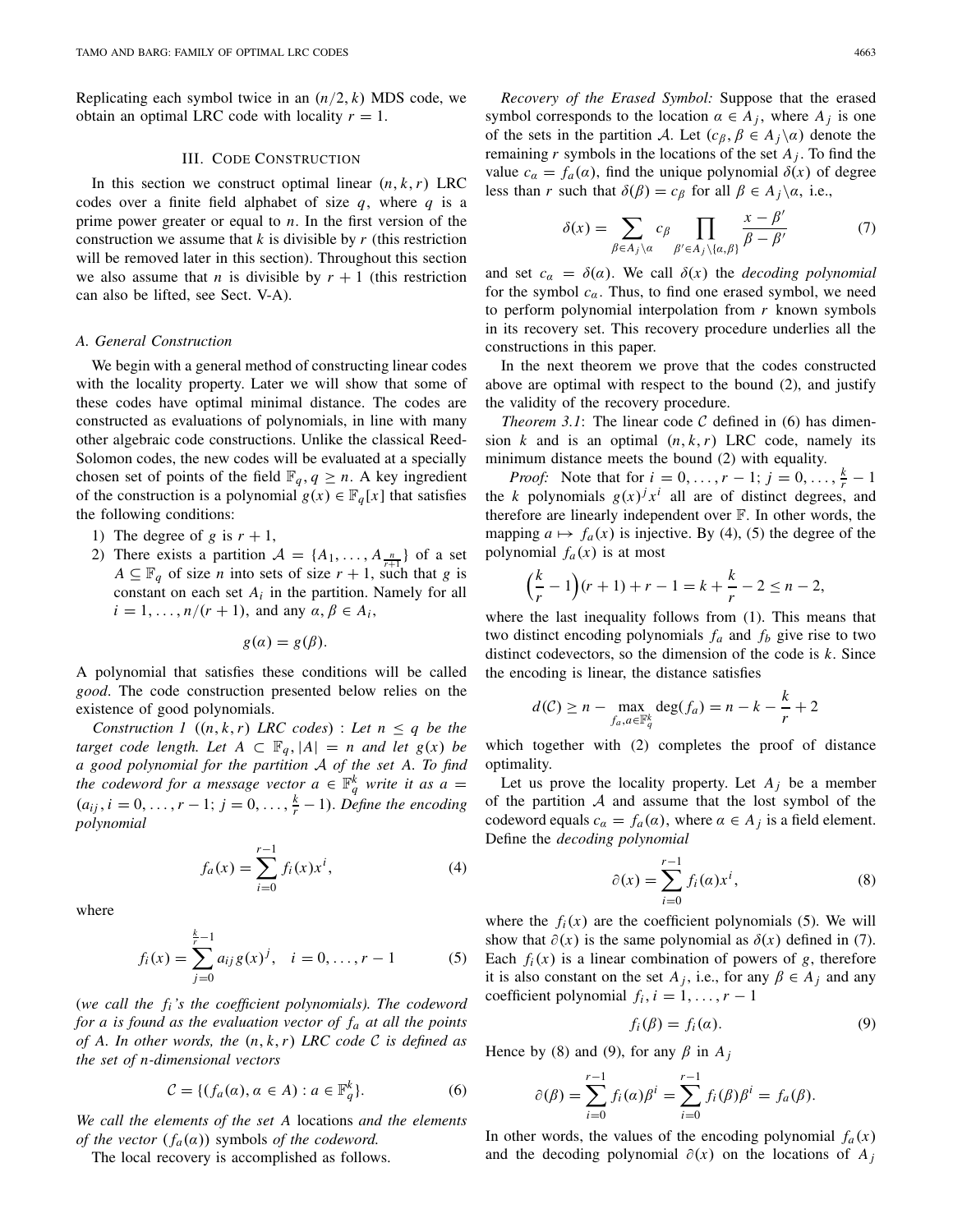Replicating each symbol twice in an $(n/2, k)$ MDS code, we obtain an optimal LRC code with locality $r = 1$.

## III. Code Construction

In this section we construct optimal linear $(n, k, r)$ LRC codes over a finite field alphabet of size $q$, where $q$ is a prime power greater or equal to $n$. In the first version of the construction we assume that $k$ is divisible by $r$ (this restriction will be removed later in this section). Throughout this section we also assume that $n$ is divisible by $r + 1$ (this restriction can also be lifted, see Sect. V-A).

### A. General Construction

We begin with a general method of constructing linear codes with the locality property. Later we will show that some of these codes have optimal minimal distance. The codes are constructed as evaluations of polynomials, in line with many other algebraic code constructions. Unlike the classical Reed-Solomon codes, the new codes will be evaluated at a specially chosen set of points of the field $\mathbb{F}_q, q \geq n$. A key ingredient of the construction is a polynomial $g(x) \in \mathbb{F}_q[x]$ that satisfies the following conditions:

1) The degree of $g$ is $r + 1$,
2) There exists a partition $\mathcal{A} = \{A_1, \dots, A_{\frac{n}{r+1}}\}$ of a set $A \subseteq \mathbb{F}_q$ of size $n$ into sets of size $r + 1$, such that $g$ is constant on each set $A_i$ in the partition. Namely for all $i = 1, \dots, n/(r + 1)$, and any $\alpha, \beta \in A_i$,

$$g(\alpha) = g(\beta).$$

A polynomial that satisfies these conditions will be called *good*. The code construction presented below relies on the existence of good polynomials.

*Construction 1* (*$(n, k, r)$ LRC codes*) : *Let $n \leq q$ be the target code length. Let $A \subset \mathbb{F}_q, |A| = n$ and let $g(x)$ be a good polynomial for the partition $\mathcal{A}$ of the set $A$. To find the codeword for a message vector $a \in \mathbb{F}_q^k$ write it as $a = (a_{ij}, i = 0, \dots, r-1; j = 0, \dots, \frac{k}{r} - 1)$. Define the encoding polynomial*

$$f_a(x) = \sum_{i=0}^{r-1} f_i(x)x^i, \tag{4}$$

where

$$f_i(x) = \sum_{j=0}^{\frac{k}{r}-1} a_{ij}\, g(x)^j, \quad i = 0, \dots, r-1 \tag{5}$$

(*we call the $f_i$'s the coefficient polynomials). The codeword for $a$ is found as the evaluation vector of $f_a$ at all the points of $A$. In other words, the $(n, k, r)$ LRC code $\mathcal{C}$ is defined as the set of $n$-dimensional vectors*

$$\mathcal{C} = \{(f_a(\alpha), \alpha \in A) : a \in \mathbb{F}_q^k\}. \tag{6}$$

*We call the elements of the set $A$* locations *and the elements of the vector $(f_a(\alpha))$* symbols *of the codeword.*

The local recovery is accomplished as follows.

*Recovery of the Erased Symbol:* Suppose that the erased symbol corresponds to the location $\alpha \in A_j$, where $A_j$ is one of the sets in the partition $\mathcal{A}$. Let $(c_\beta, \beta \in A_j \backslash \alpha)$ denote the remaining $r$ symbols in the locations of the set $A_j$. To find the value $c_\alpha = f_a(\alpha)$, find the unique polynomial $\delta(x)$ of degree less than $r$ such that $\delta(\beta) = c_\beta$ for all $\beta \in A_j \backslash \alpha$, i.e.,

$$\delta(x) = \sum_{\beta \in A_j \backslash \alpha} c_\beta \prod_{\beta' \in A_j \backslash \{\alpha, \beta\}} \frac{x - \beta'}{\beta - \beta'} \tag{7}$$

and set $c_\alpha = \delta(\alpha)$. We call $\delta(x)$ the *decoding polynomial* for the symbol $c_\alpha$. Thus, to find one erased symbol, we need to perform polynomial interpolation from $r$ known symbols in its recovery set. This recovery procedure underlies all the constructions in this paper.

In the next theorem we prove that the codes constructed above are optimal with respect to the bound (2), and justify the validity of the recovery procedure.

*Theorem 3.1*: The linear code $\mathcal{C}$ defined in (6) has dimension $k$ and is an optimal $(n, k, r)$ LRC code, namely its minimum distance meets the bound (2) with equality.

*Proof:* Note that for $i = 0, \dots, r-1$; $j = 0, \dots, \frac{k}{r} - 1$ the $k$ polynomials $g(x)^j x^i$ all are of distinct degrees, and therefore are linearly independent over $\mathbb{F}$. In other words, the mapping $a \mapsto f_a(x)$ is injective. By (4), (5) the degree of the polynomial $f_a(x)$ is at most

$$\Big(\frac{k}{r} - 1\Big)(r + 1) + r - 1 = k + \frac{k}{r} - 2 \leq n - 2,$$

where the last inequality follows from (1). This means that two distinct encoding polynomials $f_a$ and $f_b$ give rise to two distinct codevectors, so the dimension of the code is $k$. Since the encoding is linear, the distance satisfies

$$d(\mathcal{C}) \geq n - \max_{f_a, a \in \mathbb{F}_q^k} \deg(f_a) = n - k - \frac{k}{r} + 2$$

which together with (2) completes the proof of distance optimality.

Let us prove the locality property. Let $A_j$ be a member of the partition $\mathcal{A}$ and assume that the lost symbol of the codeword equals $c_\alpha = f_a(\alpha)$, where $\alpha \in A_j$ is a field element. Define the *decoding polynomial*

$$\partial(x) = \sum_{i=0}^{r-1} f_i(\alpha)x^i, \tag{8}$$

where the $f_i(x)$ are the coefficient polynomials (5). We will show that $\partial(x)$ is the same polynomial as $\delta(x)$ defined in (7). Each $f_i(x)$ is a linear combination of powers of $g$, therefore it is also constant on the set $A_j$, i.e., for any $\beta \in A_j$ and any coefficient polynomial $f_i, i = 1, \dots, r-1$

$$f_i(\beta) = f_i(\alpha). \tag{9}$$

Hence by (8) and (9), for any $\beta$ in $A_j$

$$\partial(\beta) = \sum_{i=0}^{r-1} f_i(\alpha)\beta^i = \sum_{i=0}^{r-1} f_i(\beta)\beta^i = f_a(\beta).$$

In other words, the values of the encoding polynomial $f_a(x)$ and the decoding polynomial $\partial(x)$ on the locations of $A_j$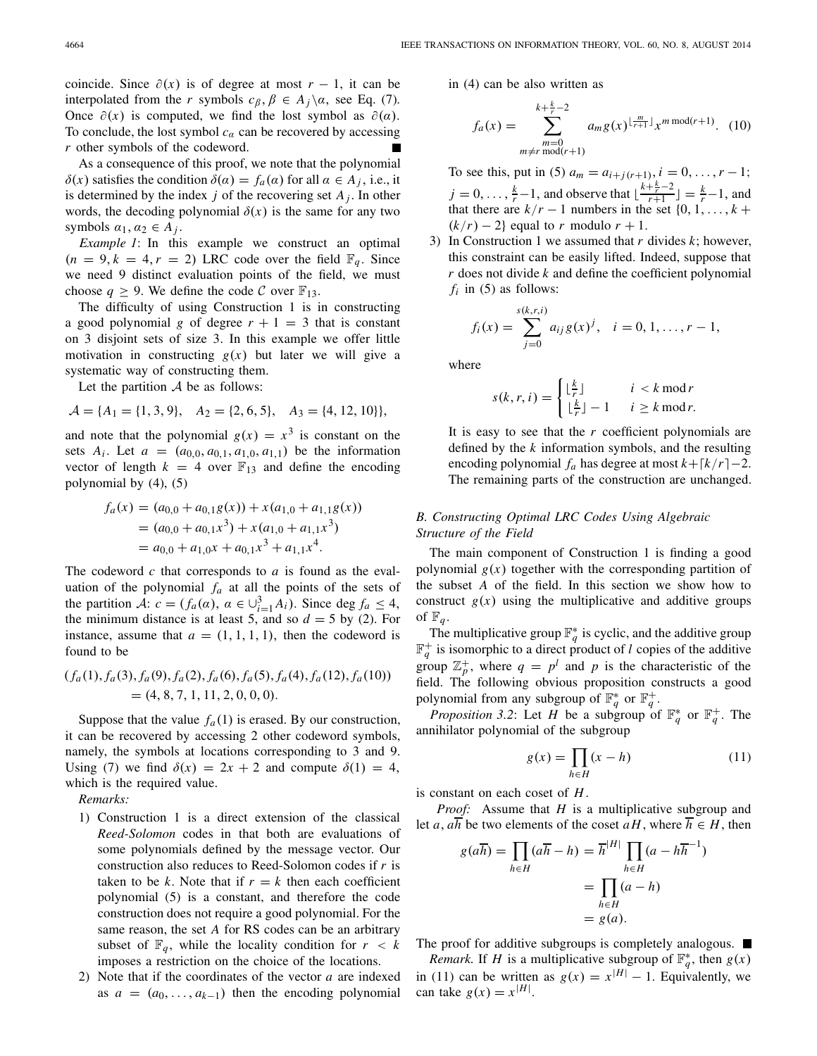coincide. Since $\partial(x)$ is of degree at most $r-1$, it can be interpolated from the $r$ symbols $c_\beta, \beta \in A_j \backslash \alpha$, see Eq. (7). Once $\partial(x)$ is computed, we find the lost symbol as $\partial(\alpha)$. To conclude, the lost symbol $c_\alpha$ can be recovered by accessing $r$ other symbols of the codeword. ∎

As a consequence of this proof, we note that the polynomial $\delta(x)$ satisfies the condition $\delta(\alpha) = f_a(\alpha)$ for all $\alpha \in A_j$, i.e., it is determined by the index $j$ of the recovering set $A_j$. In other words, the decoding polynomial $\delta(x)$ is the same for any two symbols $\alpha_1, \alpha_2 \in A_j$.

*Example 1*: In this example we construct an optimal $(n = 9, k = 4, r = 2)$ LRC code over the field $\mathbb{F}_q$. Since we need 9 distinct evaluation points of the field, we must choose $q \geq 9$. We define the code $\mathcal{C}$ over $\mathbb{F}_{13}$.

The difficulty of using Construction 1 is in constructing a good polynomial $g$ of degree $r + 1 = 3$ that is constant on 3 disjoint sets of size 3. In this example we offer little motivation in constructing $g(x)$ but later we will give a systematic way of constructing them.

Let the partition $\mathcal{A}$ be as follows:

$$\mathcal{A} = \{A_1 = \{1, 3, 9\}, \quad A_2 = \{2, 6, 5\}, \quad A_3 = \{4, 12, 10\}\},$$

and note that the polynomial $g(x) = x^3$ is constant on the sets $A_i$. Let $a = (a_{0,0}, a_{0,1}, a_{1,0}, a_{1,1})$ be the information vector of length $k = 4$ over $\mathbb{F}_{13}$ and define the encoding polynomial by (4), (5)

$$\begin{aligned} f_a(x) &= (a_{0,0} + a_{0,1}g(x)) + x(a_{1,0} + a_{1,1}g(x)) \\ &= (a_{0,0} + a_{0,1}x^3) + x(a_{1,0} + a_{1,1}x^3) \\ &= a_{0,0} + a_{1,0}x + a_{0,1}x^3 + a_{1,1}x^4. \end{aligned}$$

The codeword $c$ that corresponds to $a$ is found as the evaluation of the polynomial $f_a$ at all the points of the sets of the partition $\mathcal{A}$: $c = (f_a(\alpha), \alpha \in \cup_{i=1}^3 A_i)$. Since $\deg f_a \leq 4$, the minimum distance is at least 5, and so $d = 5$ by (2). For instance, assume that $a = (1, 1, 1, 1)$, then the codeword is found to be

$$\begin{aligned} &(f_a(1), f_a(3), f_a(9), f_a(2), f_a(6), f_a(5), f_a(4), f_a(12), f_a(10)) \\ &\quad = (4, 8, 7, 1, 11, 2, 0, 0, 0). \end{aligned}$$

Suppose that the value $f_a(1)$ is erased. By our construction, it can be recovered by accessing 2 other codeword symbols, namely, the symbols at locations corresponding to 3 and 9. Using (7) we find $\delta(x) = 2x + 2$ and compute $\delta(1) = 4$, which is the required value.

*Remarks:*

1) Construction 1 is a direct extension of the classical *Reed-Solomon* codes in that both are evaluations of some polynomials defined by the message vector. Our construction also reduces to Reed-Solomon codes if $r$ is taken to be $k$. Note that if $r = k$ then each coefficient polynomial (5) is a constant, and therefore the code construction does not require a good polynomial. For the same reason, the set $A$ for RS codes can be an arbitrary subset of $\mathbb{F}_q$, while the locality condition for $r < k$ imposes a restriction on the choice of the locations.

2) Note that if the coordinates of the vector $a$ are indexed as $a = (a_0, \dots, a_{k-1})$ then the encoding polynomial in (4) can be also written as

$$f_a(x) = \sum_{\substack{m=0 \\ m \neq r \bmod (r+1)}}^{k+\frac{k}{r}-2} a_m g(x)^{\lfloor \frac{m}{r+1} \rfloor} x^{m \bmod (r+1)}. \quad (10)$$

To see this, put in (5) $a_m = a_{i+j(r+1)}, i = 0, \dots, r-1$; $j = 0, \dots, \frac{k}{r}-1$, and observe that $\lfloor \frac{k+\frac{k}{r}-2}{r+1} \rfloor = \frac{k}{r}-1$, and that there are $k/r - 1$ numbers in the set $\{0, 1, \dots, k + (k/r) - 2\}$ equal to $r$ modulo $r + 1$.

3) In Construction 1 we assumed that $r$ divides $k$; however, this constraint can be easily lifted. Indeed, suppose that $r$ does not divide $k$ and define the coefficient polynomial $f_i$ in (5) as follows:

$$f_i(x) = \sum_{j=0}^{s(k,r,i)} a_{ij} g(x)^j, \quad i = 0, 1, \dots, r-1,$$

where

$$s(k, r, i) = \begin{cases} \lfloor \frac{k}{r} \rfloor & i < k \bmod r \\ \lfloor \frac{k}{r} \rfloor - 1 & i \geq k \bmod r. \end{cases}$$

It is easy to see that the $r$ coefficient polynomials are defined by the $k$ information symbols, and the resulting encoding polynomial $f_a$ has degree at most $k + \lceil k/r \rceil - 2$. The remaining parts of the construction are unchanged.

### *B. Constructing Optimal LRC Codes Using Algebraic Structure of the Field*

The main component of Construction 1 is finding a good polynomial $g(x)$ together with the corresponding partition of the subset $A$ of the field. In this section we show how to construct $g(x)$ using the multiplicative and additive groups of $\mathbb{F}_q$.

The multiplicative group $\mathbb{F}_q^*$ is cyclic, and the additive group $\mathbb{F}_q^+$ is isomorphic to a direct product of $l$ copies of the additive group $\mathbb{Z}_p^+$, where $q = p^l$ and $p$ is the characteristic of the field. The following obvious proposition constructs a good polynomial from any subgroup of $\mathbb{F}_q^*$ or $\mathbb{F}_q^+$.

*Proposition 3.2*: Let $H$ be a subgroup of $\mathbb{F}_q^*$ or $\mathbb{F}_q^+$. The annihilator polynomial of the subgroup

$$g(x) = \prod_{h \in H} (x - h) \quad (11)$$

is constant on each coset of $H$.

*Proof:* Assume that $H$ is a multiplicative subgroup and let $a, a\overline{h}$ be two elements of the coset $aH$, where $\overline{h} \in H$, then

$$\begin{aligned} g(a\overline{h}) = \prod_{h \in H} (a\overline{h} - h) &= \overline{h}^{|H|} \prod_{h \in H} (a - h\overline{h}^{-1}) \\ &= \prod_{h \in H} (a - h) \\ &= g(a). \end{aligned}$$

The proof for additive subgroups is completely analogous. ∎

*Remark.* If $H$ is a multiplicative subgroup of $\mathbb{F}_q^*$, then $g(x)$ in (11) can be written as $g(x) = x^{|H|} - 1$. Equivalently, we can take $g(x) = x^{|H|}$.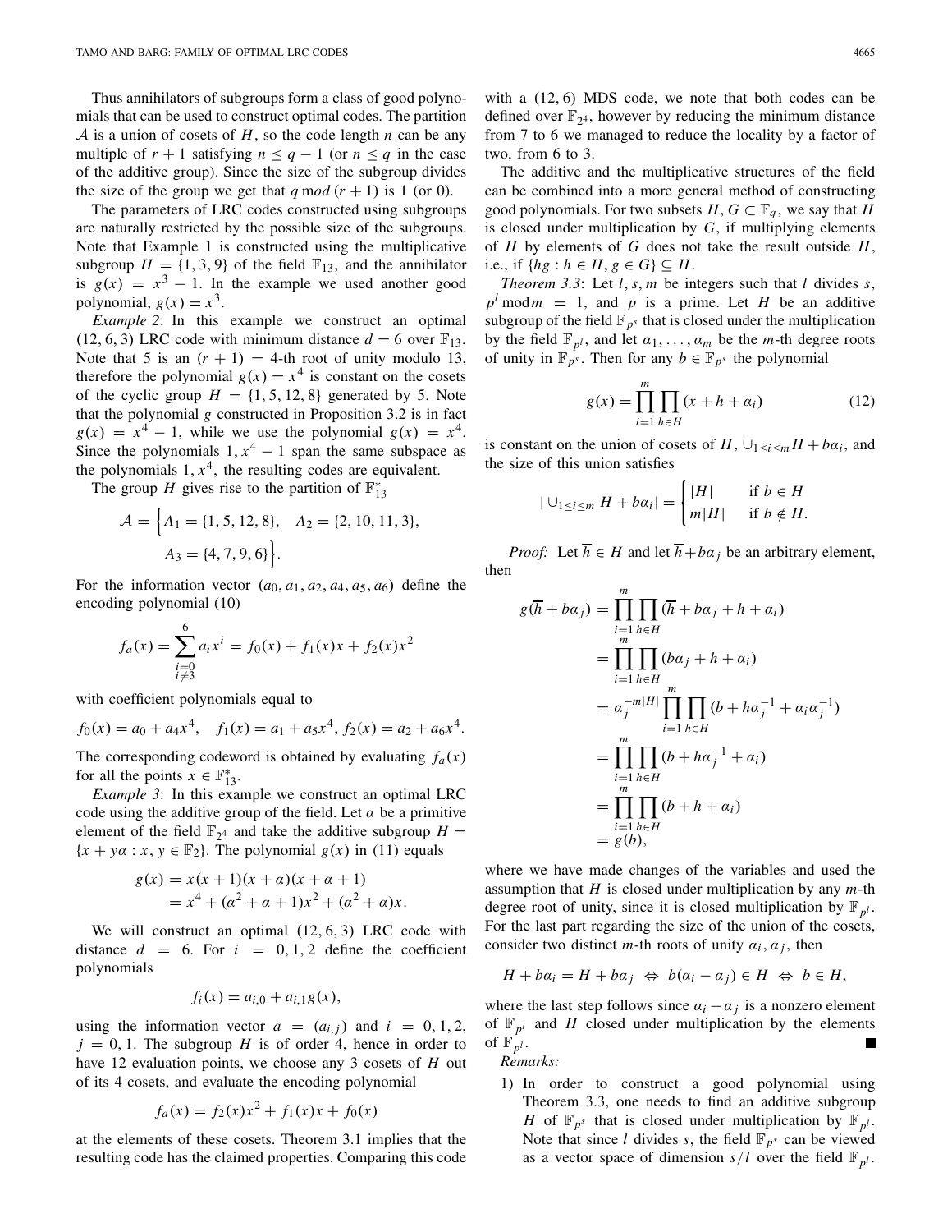Thus annihilators of subgroups form a class of good polynomials that can be used to construct optimal codes. The partition $\mathcal{A}$ is a union of cosets of $H$, so the code length $n$ can be any multiple of $r+1$ satisfying $n \le q-1$ (or $n \le q$ in the case of the additive group). Since the size of the subgroup divides the size of the group we get that $q \bmod (r+1)$ is 1 (or 0).

The parameters of LRC codes constructed using subgroups are naturally restricted by the possible size of the subgroups. Note that Example 1 is constructed using the multiplicative subgroup $H = \{1, 3, 9\}$ of the field $\mathbb{F}_{13}$, and the annihilator is $g(x) = x^3 - 1$. In the example we used another good polynomial, $g(x) = x^3$.

*Example 2*: In this example we construct an optimal $(12, 6, 3)$ LRC code with minimum distance $d = 6$ over $\mathbb{F}_{13}$. Note that 5 is an $(r+1) = 4$-th root of unity modulo 13, therefore the polynomial $g(x) = x^4$ is constant on the cosets of the cyclic group $H = \{1, 5, 12, 8\}$ generated by 5. Note that the polynomial $g$ constructed in Proposition 3.2 is in fact $g(x) = x^4 - 1$, while we use the polynomial $g(x) = x^4$. Since the polynomials $1, x^4 - 1$ span the same subspace as the polynomials $1, x^4$, the resulting codes are equivalent.

The group $H$ gives rise to the partition of $\mathbb{F}_{13}^*$

$$\mathcal{A} = \Big\{A_1 = \{1, 5, 12, 8\}, \quad A_2 = \{2, 10, 11, 3\}, \\ A_3 = \{4, 7, 9, 6\}\Big\}.$$

For the information vector $(a_0, a_1, a_2, a_4, a_5, a_6)$ define the encoding polynomial (10)

$$f_a(x) = \sum_{\substack{i=0 \\ i \ne 3}}^{6} a_i x^i = f_0(x) + f_1(x)x + f_2(x)x^2$$

with coefficient polynomials equal to

$$f_0(x) = a_0 + a_4 x^4, \quad f_1(x) = a_1 + a_5 x^4, \; f_2(x) = a_2 + a_6 x^4.$$

The corresponding codeword is obtained by evaluating $f_a(x)$ for all the points $x \in \mathbb{F}_{13}^*$.

*Example 3*: In this example we construct an optimal LRC code using the additive group of the field. Let $\alpha$ be a primitive element of the field $\mathbb{F}_{2^4}$ and take the additive subgroup $H = \{x + y\alpha : x, y \in \mathbb{F}_2\}$. The polynomial $g(x)$ in (11) equals

$$\begin{aligned} g(x) &= x(x+1)(x+\alpha)(x+\alpha+1) \\ &= x^4 + (\alpha^2 + \alpha + 1)x^2 + (\alpha^2 + \alpha)x. \end{aligned}$$

We will construct an optimal $(12, 6, 3)$ LRC code with distance $d = 6$. For $i = 0, 1, 2$ define the coefficient polynomials

$$f_i(x) = a_{i,0} + a_{i,1} g(x),$$

using the information vector $a = (a_{i,j})$ and $i = 0, 1, 2$, $j = 0, 1$. The subgroup $H$ is of order 4, hence in order to have 12 evaluation points, we choose any 3 cosets of $H$ out of its 4 cosets, and evaluate the encoding polynomial

$$f_a(x) = f_2(x)x^2 + f_1(x)x + f_0(x)$$

at the elements of these cosets. Theorem 3.1 implies that the resulting code has the claimed properties. Comparing this code with a $(12, 6)$ MDS code, we note that both codes can be defined over $\mathbb{F}_{2^4}$, however by reducing the minimum distance from 7 to 6 we managed to reduce the locality by a factor of two, from 6 to 3.

The additive and the multiplicative structures of the field can be combined into a more general method of constructing good polynomials. For two subsets $H, G \subset \mathbb{F}_q$, we say that $H$ is closed under multiplication by $G$, if multiplying elements of $H$ by elements of $G$ does not take the result outside $H$, i.e., if $\{hg : h \in H, g \in G\} \subseteq H$.

*Theorem 3.3*: Let $l, s, m$ be integers such that $l$ divides $s$, $p^l \bmod m = 1$, and $p$ is a prime. Let $H$ be an additive subgroup of the field $\mathbb{F}_{p^s}$ that is closed under the multiplication by the field $\mathbb{F}_{p^l}$, and let $\alpha_1, \dots, \alpha_m$ be the $m$-th degree roots of unity in $\mathbb{F}_{p^s}$. Then for any $b \in \mathbb{F}_{p^s}$ the polynomial

$$g(x) = \prod_{i=1}^{m} \prod_{h \in H} (x + h + \alpha_i) \tag{12}$$

is constant on the union of cosets of $H$, $\cup_{1 \le i \le m} H + b\alpha_i$, and the size of this union satisfies

$$|\cup_{1 \le i \le m} H + b\alpha_i| = \begin{cases} |H| & \text{if } b \in H \\ m|H| & \text{if } b \notin H. \end{cases}$$

*Proof:* Let $\overline{h} \in H$ and let $\overline{h} + b\alpha_j$ be an arbitrary element, then

$$\begin{aligned} g(\overline{h} + b\alpha_j) &= \prod_{i=1}^{m} \prod_{h \in H} (\overline{h} + b\alpha_j + h + \alpha_i) \\ &= \prod_{i=1}^{m} \prod_{h \in H} (b\alpha_j + h + \alpha_i) \\ &= \alpha_j^{-m|H|} \prod_{i=1}^{m} \prod_{h \in H} (b + h\alpha_j^{-1} + \alpha_i \alpha_j^{-1}) \\ &= \prod_{i=1}^{m} \prod_{h \in H} (b + h\alpha_j^{-1} + \alpha_i) \\ &= \prod_{i=1}^{m} \prod_{h \in H} (b + h + \alpha_i) \\ &= g(b), \end{aligned}$$

where we have made changes of the variables and used the assumption that $H$ is closed under multiplication by any $m$-th degree root of unity, since it is closed multiplication by $\mathbb{F}_{p^l}$. For the last part regarding the size of the union of the cosets, consider two distinct $m$-th roots of unity $\alpha_i, \alpha_j$, then

$$H + b\alpha_i = H + b\alpha_j \;\Leftrightarrow\; b(\alpha_i - \alpha_j) \in H \;\Leftrightarrow\; b \in H,$$

where the last step follows since $\alpha_i - \alpha_j$ is a nonzero element of $\mathbb{F}_{p^l}$ and $H$ closed under multiplication by the elements of $\mathbb{F}_{p^l}$. ■

*Remarks:*

1) In order to construct a good polynomial using Theorem 3.3, one needs to find an additive subgroup $H$ of $\mathbb{F}_{p^s}$ that is closed under multiplication by $\mathbb{F}_{p^l}$. Note that since $l$ divides $s$, the field $\mathbb{F}_{p^s}$ can be viewed as a vector space of dimension $s/l$ over the field $\mathbb{F}_{p^l}$.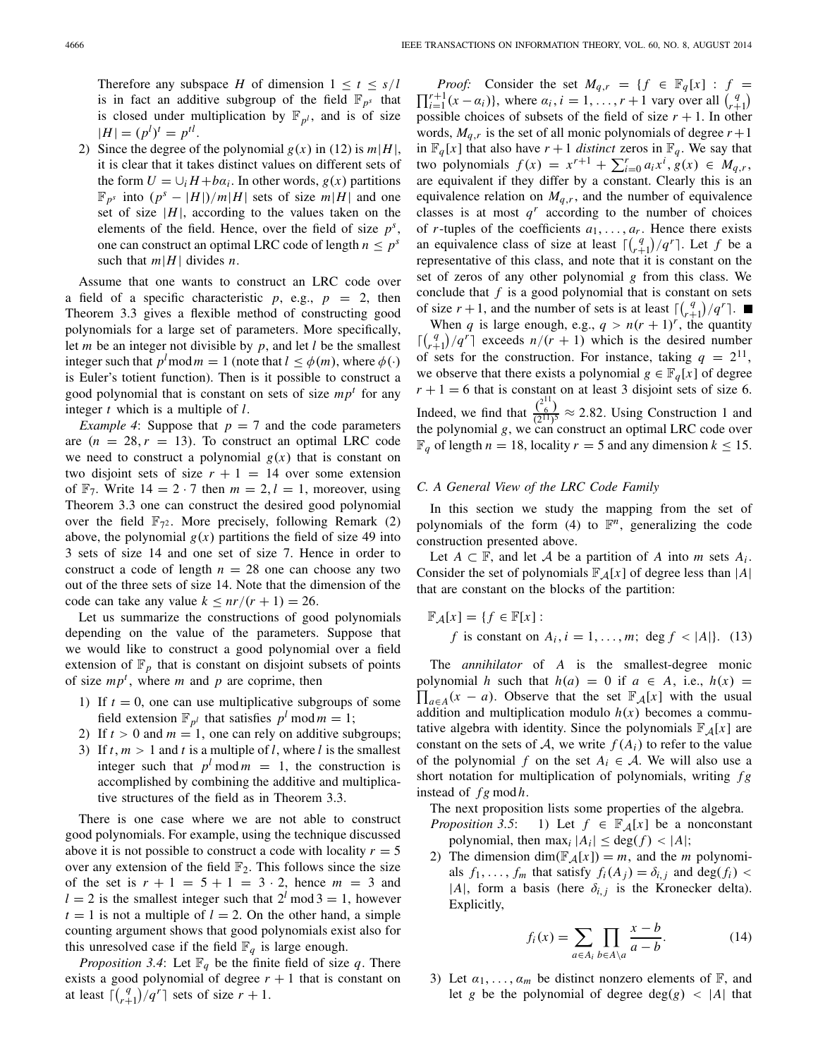Therefore any subspace $H$ of dimension $1 \le t \le s/l$ is in fact an additive subgroup of the field $\mathbb{F}_{p^s}$ that is closed under multiplication by $\mathbb{F}_{p^l}$, and is of size $|H| = (p^l)^t = p^{tl}$.

2) Since the degree of the polynomial $g(x)$ in (12) is $m|H|$, it is clear that it takes distinct values on different sets of the form $U = \cup_i H + b\alpha_i$. In other words, $g(x)$ partitions $\mathbb{F}_{p^s}$ into $(p^s - |H|)/m|H|$ sets of size $m|H|$ and one set of size $|H|$, according to the values taken on the elements of the field. Hence, over the field of size $p^s$, one can construct an optimal LRC code of length $n \le p^s$ such that $m|H|$ divides $n$.

Assume that one wants to construct an LRC code over a field of a specific characteristic $p$, e.g., $p = 2$, then Theorem 3.3 gives a flexible method of constructing good polynomials for a large set of parameters. More specifically, let $m$ be an integer not divisible by $p$, and let $l$ be the smallest integer such that $p^l \bmod m = 1$ (note that $l \le \phi(m)$, where $\phi(\cdot)$ is Euler's totient function). Then is it possible to construct a good polynomial that is constant on sets of size $mp^t$ for any integer $t$ which is a multiple of $l$.

*Example 4*: Suppose that $p = 7$ and the code parameters are $(n = 28, r = 13)$. To construct an optimal LRC code we need to construct a polynomial $g(x)$ that is constant on two disjoint sets of size $r + 1 = 14$ over some extension of $\mathbb{F}_7$. Write $14 = 2 \cdot 7$ then $m = 2, l = 1$, moreover, using Theorem 3.3 one can construct the desired good polynomial over the field $\mathbb{F}_{7^2}$. More precisely, following Remark (2) above, the polynomial $g(x)$ partitions the field of size 49 into 3 sets of size 14 and one set of size 7. Hence in order to construct a code of length $n = 28$ one can choose any two out of the three sets of size 14. Note that the dimension of the code can take any value $k \le nr/(r + 1) = 26$.

Let us summarize the constructions of good polynomials depending on the value of the parameters. Suppose that we would like to construct a good polynomial over a field extension of $\mathbb{F}_p$ that is constant on disjoint subsets of points of size $mp^t$, where $m$ and $p$ are coprime, then

1) If $t = 0$, one can use multiplicative subgroups of some field extension $\mathbb{F}_{p^l}$ that satisfies $p^l \bmod m = 1$;
2) If $t > 0$ and $m = 1$, one can rely on additive subgroups;
3) If $t, m > 1$ and $t$ is a multiple of $l$, where $l$ is the smallest integer such that $p^l \bmod m = 1$, the construction is accomplished by combining the additive and multiplicative structures of the field as in Theorem 3.3.

There is one case where we are not able to construct good polynomials. For example, using the technique discussed above it is not possible to construct a code with locality $r = 5$ over any extension of the field $\mathbb{F}_2$. This follows since the size of the set is $r + 1 = 5 + 1 = 3 \cdot 2$, hence $m = 3$ and $l = 2$ is the smallest integer such that $2^l \bmod 3 = 1$, however $t = 1$ is not a multiple of $l = 2$. On the other hand, a simple counting argument shows that good polynomials exist also for this unresolved case if the field $\mathbb{F}_q$ is large enough.

*Proposition 3.4*: Let $\mathbb{F}_q$ be the finite field of size $q$. There exists a good polynomial of degree $r + 1$ that is constant on at least $\lceil \binom{q}{r+1}/q^r \rceil$ sets of size $r + 1$.

*Proof:* Consider the set $M_{q,r} = \{f \in \mathbb{F}_q[x] : f = \prod_{i=1}^{r+1}(x - \alpha_i)\}$, where $\alpha_i, i = 1, \ldots, r + 1$ vary over all $\binom{q}{r+1}$ possible choices of subsets of the field of size $r + 1$. In other words, $M_{q,r}$ is the set of all monic polynomials of degree $r+1$ in $\mathbb{F}_q[x]$ that also have $r + 1$ *distinct* zeros in $\mathbb{F}_q$. We say that two polynomials $f(x) = x^{r+1} + \sum_{i=0}^{r} a_i x^i, g(x) \in M_{q,r}$, are equivalent if they differ by a constant. Clearly this is an equivalence relation on $M_{q,r}$, and the number of equivalence classes is at most $q^r$ according to the number of choices of $r$-tuples of the coefficients $a_1, \ldots, a_r$. Hence there exists an equivalence class of size at least $\lceil \binom{q}{r+1}/q^r \rceil$. Let $f$ be a representative of this class, and note that it is constant on the set of zeros of any other polynomial $g$ from this class. We conclude that $f$ is a good polynomial that is constant on sets of size $r + 1$, and the number of sets is at least $\lceil \binom{q}{r+1}/q^r \rceil$. ■

When $q$ is large enough, e.g., $q > n(r + 1)^r$, the quantity $\lceil \binom{q}{r+1}/q^r \rceil$ exceeds $n/(r + 1)$ which is the desired number of sets for the construction. For instance, taking $q = 2^{11}$, we observe that there exists a polynomial $g \in \mathbb{F}_q[x]$ of degree $r + 1 = 6$ that is constant on at least 3 disjoint sets of size 6. Indeed, we find that $\frac{\binom{2^{11}}{6}}{(2^{11})^5} \approx 2.82$. Using Construction 1 and the polynomial $g$, we can construct an optimal LRC code over $\mathbb{F}_q$ of length $n = 18$, locality $r = 5$ and any dimension $k \le 15$.

### C. A General View of the LRC Code Family

In this section we study the mapping from the set of polynomials of the form (4) to $\mathbb{F}^n$, generalizing the code construction presented above.

Let $A \subset \mathbb{F}$, and let $\mathcal{A}$ be a partition of $A$ into $m$ sets $A_i$. Consider the set of polynomials $\mathbb{F}_{\mathcal{A}}[x]$ of degree less than $|A|$ that are constant on the blocks of the partition:

$$\mathbb{F}_{\mathcal{A}}[x] = \{f \in \mathbb{F}[x] : f \text{ is constant on } A_i, i = 1, \ldots, m;\ \deg f < |A|\}. \quad (13)$$

The *annihilator* of $A$ is the smallest-degree monic polynomial $h$ such that $h(a) = 0$ if $a \in A$, i.e., $h(x) = \prod_{a \in A}(x - a)$. Observe that the set $\mathbb{F}_{\mathcal{A}}[x]$ with the usual addition and multiplication modulo $h(x)$ becomes a commutative algebra with identity. Since the polynomials $\mathbb{F}_{\mathcal{A}}[x]$ are constant on the sets of $\mathcal{A}$, we write $f(A_i)$ to refer to the value of the polynomial $f$ on the set $A_i \in \mathcal{A}$. We will also use a short notation for multiplication of polynomials, writing $fg$ instead of $fg \bmod h$.

The next proposition lists some properties of the algebra.

*Proposition 3.5*: 1) Let $f \in \mathbb{F}_{\mathcal{A}}[x]$ be a nonconstant polynomial, then $\max_i |A_i| \le \deg(f) < |A|$;

2) The dimension $\dim(\mathbb{F}_{\mathcal{A}}[x]) = m$, and the $m$ polynomials $f_1, \ldots, f_m$ that satisfy $f_i(A_j) = \delta_{i,j}$ and $\deg(f_i) < |A|$, form a basis (here $\delta_{i,j}$ is the Kronecker delta). Explicitly,

$$f_i(x) = \sum_{a \in A_i} \prod_{b \in A \backslash a} \frac{x - b}{a - b}. \quad (14)$$

3) Let $\alpha_1, \ldots, \alpha_m$ be distinct nonzero elements of $\mathbb{F}$, and let $g$ be the polynomial of degree $\deg(g) < |A|$ that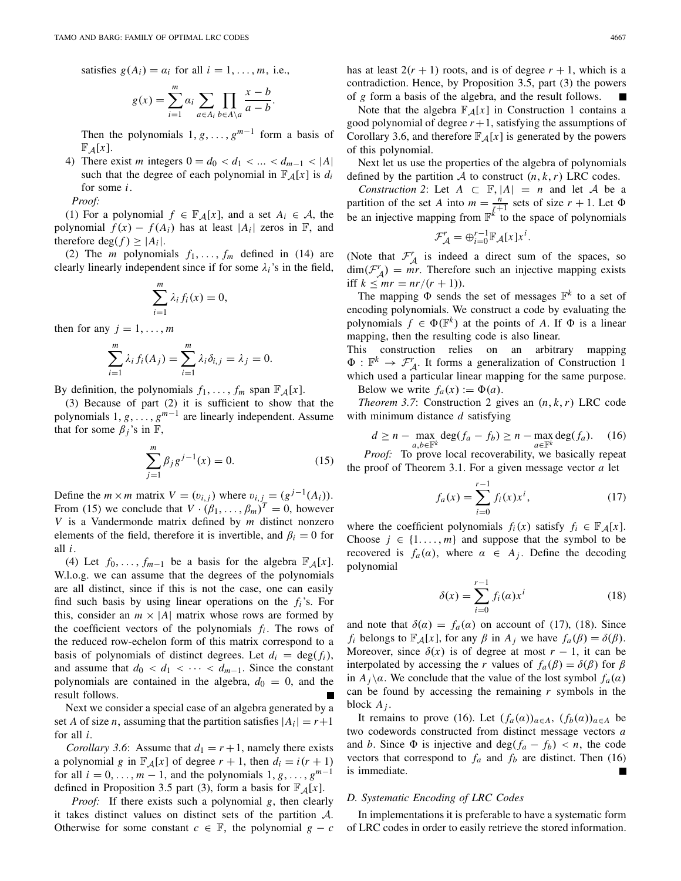satisfies $g(A_i) = \alpha_i$ for all $i = 1, \dots, m$, i.e.,

$$g(x) = \sum_{i=1}^{m} \alpha_i \sum_{a \in A_i} \prod_{b \in A \setminus a} \frac{x - b}{a - b}.$$

Then the polynomials $1, g, \dots, g^{m-1}$ form a basis of $\mathbb{F}_{\mathcal{A}}[x]$.

4) There exist $m$ integers $0 = d_0 < d_1 < \dots < d_{m-1} < |A|$ such that the degree of each polynomial in $\mathbb{F}_{\mathcal{A}}[x]$ is $d_i$ for some $i$.

*Proof:*

(1) For a polynomial $f \in \mathbb{F}_{\mathcal{A}}[x]$, and a set $A_i \in \mathcal{A}$, the polynomial $f(x) - f(A_i)$ has at least $|A_i|$ zeros in $\mathbb{F}$, and therefore $\deg(f) \geq |A_i|$.

(2) The $m$ polynomials $f_1, \dots, f_m$ defined in (14) are clearly linearly independent since if for some $\lambda_i$'s in the field,

$$\sum_{i=1}^{m} \lambda_i f_i(x) = 0,$$

then for any $j = 1, \dots, m$

$$\sum_{i=1}^{m} \lambda_i f_i(A_j) = \sum_{i=1}^{m} \lambda_i \delta_{i,j} = \lambda_j = 0.$$

By definition, the polynomials $f_1, \dots, f_m$ span $\mathbb{F}_{\mathcal{A}}[x]$.

(3) Because of part (2) it is sufficient to show that the polynomials $1, g, \dots, g^{m-1}$ are linearly independent. Assume that for some $\beta_j$'s in $\mathbb{F}$,

$$\sum_{j=1}^{m} \beta_j g^{j-1}(x) = 0. \quad (15)$$

Define the $m \times m$ matrix $V = (v_{i,j})$ where $v_{i,j} = (g^{j-1}(A_i))$. From (15) we conclude that $V \cdot (\beta_1, \dots, \beta_m)^T = 0$, however $V$ is a Vandermonde matrix defined by $m$ distinct nonzero elements of the field, therefore it is invertible, and $\beta_i = 0$ for all $i$.

(4) Let $f_0, \dots, f_{m-1}$ be a basis for the algebra $\mathbb{F}_{\mathcal{A}}[x]$. W.l.o.g. we can assume that the degrees of the polynomials are all distinct, since if this is not the case, one can easily find such basis by using linear operations on the $f_i$'s. For this, consider an $m \times |A|$ matrix whose rows are formed by the coefficient vectors of the polynomials $f_i$. The rows of the reduced row-echelon form of this matrix correspond to a basis of polynomials of distinct degrees. Let $d_i = \deg(f_i)$, and assume that $d_0 < d_1 < \dots < d_{m-1}$. Since the constant polynomials are contained in the algebra, $d_0 = 0$, and the result follows. ■

Next we consider a special case of an algebra generated by a set $A$ of size $n$, assuming that the partition satisfies $|A_i| = r+1$ for all $i$.

*Corollary 3.6:* Assume that $d_1 = r+1$, namely there exists a polynomial $g$ in $\mathbb{F}_{\mathcal{A}}[x]$ of degree $r+1$, then $d_i = i(r+1)$ for all $i = 0, \dots, m-1$, and the polynomials $1, g, \dots, g^{m-1}$ defined in Proposition 3.5 part (3), form a basis for $\mathbb{F}_{\mathcal{A}}[x]$.

*Proof:* If there exists such a polynomial $g$, then clearly it takes distinct values on distinct sets of the partition $\mathcal{A}$. Otherwise for some constant $c \in \mathbb{F}$, the polynomial $g - c$ has at least $2(r+1)$ roots, and is of degree $r+1$, which is a contradiction. Hence, by Proposition 3.5, part (3) the powers of $g$ form a basis of the algebra, and the result follows. ■

Note that the algebra $\mathbb{F}_{\mathcal{A}}[x]$ in Construction 1 contains a good polynomial of degree $r+1$, satisfying the assumptions of Corollary 3.6, and therefore $\mathbb{F}_{\mathcal{A}}[x]$ is generated by the powers of this polynomial.

Next let us use the properties of the algebra of polynomials defined by the partition $\mathcal{A}$ to construct $(n, k, r)$ LRC codes.

*Construction 2:* Let $A \subset \mathbb{F}, |A| = n$ and let $\mathcal{A}$ be a partition of the set $A$ into $m = \frac{n}{r+1}$ sets of size $r+1$. Let $\Phi$ be an injective mapping from $\mathbb{F}^k$ to the space of polynomials

$$\mathcal{F}_{\mathcal{A}}^r = \oplus_{i=0}^{r-1} \mathbb{F}_{\mathcal{A}}[x] x^i.$$

(Note that $\mathcal{F}_{\mathcal{A}}^r$ is indeed a direct sum of the spaces, so $\dim(\mathcal{F}_{\mathcal{A}}^r) = mr$. Therefore such an injective mapping exists iff $k \leq mr = nr/(r+1)$).

The mapping $\Phi$ sends the set of messages $\mathbb{F}^k$ to a set of encoding polynomials. We construct a code by evaluating the polynomials $f \in \Phi(\mathbb{F}^k)$ at the points of $A$. If $\Phi$ is a linear mapping, then the resulting code is also linear.

This construction relies on an arbitrary mapping $\Phi: \mathbb{F}^k \to \mathcal{F}_{\mathcal{A}}^r$. It forms a generalization of Construction 1 which used a particular linear mapping for the same purpose.

Below we write $f_a(x) := \Phi(a)$.

*Theorem 3.7:* Construction 2 gives an $(n, k, r)$ LRC code with minimum distance $d$ satisfying

$$d \geq n - \max_{a,b \in \mathbb{F}^k} \deg(f_a - f_b) \geq n - \max_{a \in \mathbb{F}^k} \deg(f_a). \quad (16)$$

*Proof:* To prove local recoverability, we basically repeat the proof of Theorem 3.1. For a given message vector $a$ let

$$f_a(x) = \sum_{i=0}^{r-1} f_i(x) x^i, \quad (17)$$

where the coefficient polynomials $f_i(x)$ satisfy $f_i \in \mathbb{F}_{\mathcal{A}}[x]$. Choose $j \in \{1, \dots, m\}$ and suppose that the symbol to be recovered is $f_a(\alpha)$, where $\alpha \in A_j$. Define the decoding polynomial

$$\delta(x) = \sum_{i=0}^{r-1} f_i(\alpha) x^i \quad (18)$$

and note that $\delta(\alpha) = f_a(\alpha)$ on account of (17), (18). Since $f_i$ belongs to $\mathbb{F}_{\mathcal{A}}[x]$, for any $\beta$ in $A_j$ we have $f_a(\beta) = \delta(\beta)$. Moreover, since $\delta(x)$ is of degree at most $r-1$, it can be interpolated by accessing the $r$ values of $f_a(\beta) = \delta(\beta)$ for $\beta$ in $A_j \backslash \alpha$. We conclude that the value of the lost symbol $f_a(\alpha)$ can be found by accessing the remaining $r$ symbols in the block $A_j$.

It remains to prove (16). Let $(f_a(\alpha))_{\alpha \in A}$, $(f_b(\alpha))_{\alpha \in A}$ be two codewords constructed from distinct message vectors $a$ and $b$. Since $\Phi$ is injective and $\deg(f_a - f_b) < n$, the code vectors that correspond to $f_a$ and $f_b$ are distinct. Then (16) is immediate. ■

### D. Systematic Encoding of LRC Codes

In implementations it is preferable to have a systematic form of LRC codes in order to easily retrieve the stored information.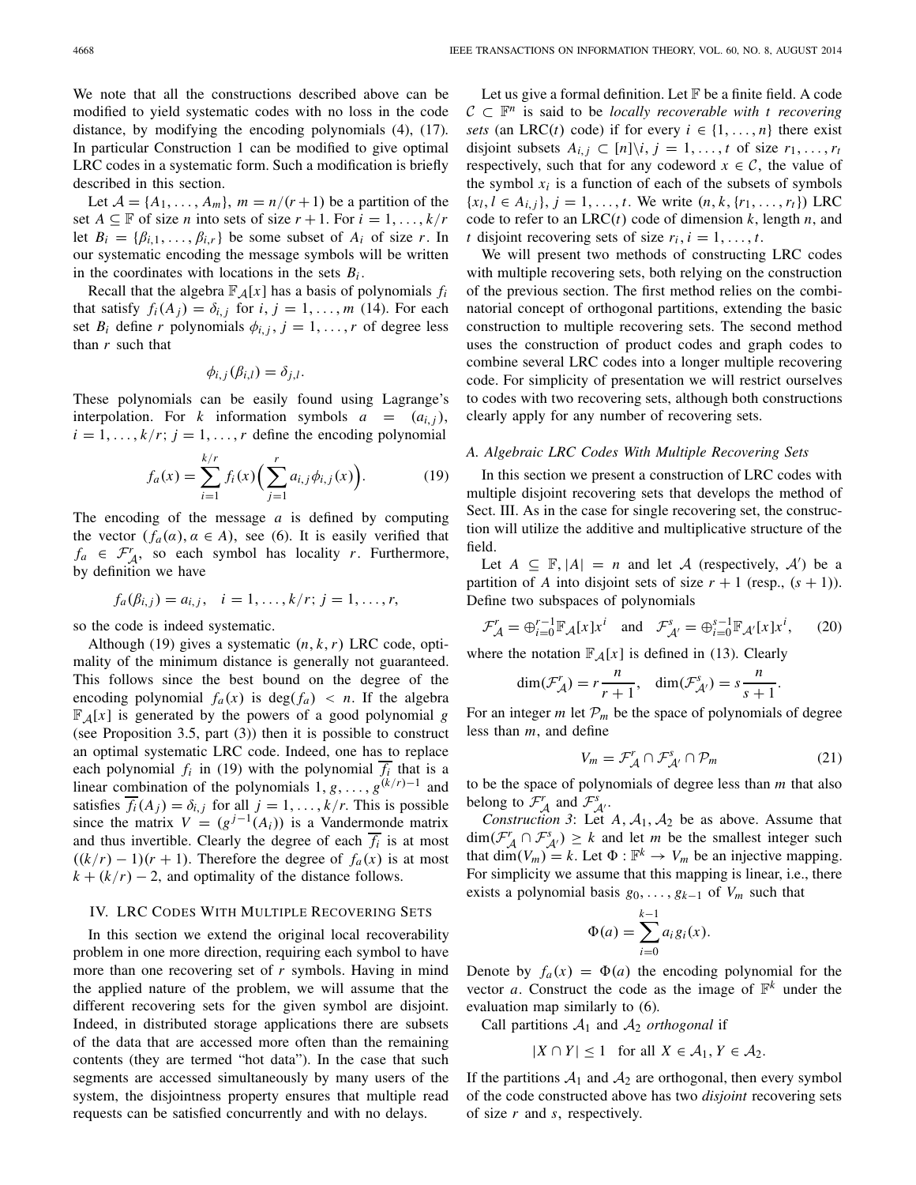We note that all the constructions described above can be modified to yield systematic codes with no loss in the code distance, by modifying the encoding polynomials (4), (17). In particular Construction 1 can be modified to give optimal LRC codes in a systematic form. Such a modification is briefly described in this section.

Let $\mathcal{A} = \{A_1, \dots, A_m\}$, $m = n/(r+1)$ be a partition of the set $A \subseteq \mathbb{F}$ of size $n$ into sets of size $r+1$. For $i = 1, \dots, k/r$ let $B_i = \{\beta_{i,1}, \dots, \beta_{i,r}\}$ be some subset of $A_i$ of size $r$. In our systematic encoding the message symbols will be written in the coordinates with locations in the sets $B_i$.

Recall that the algebra $\mathbb{F}_\mathcal{A}[x]$ has a basis of polynomials $f_i$ that satisfy $f_i(A_j) = \delta_{i,j}$ for $i, j = 1, \dots, m$ (14). For each set $B_i$ define $r$ polynomials $\phi_{i,j}$, $j = 1, \dots, r$ of degree less than $r$ such that

$$\phi_{i,j}(\beta_{i,l}) = \delta_{j,l}.$$

These polynomials can be easily found using Lagrange's interpolation. For $k$ information symbols $a = (a_{i,j})$, $i = 1, \dots, k/r$; $j = 1, \dots, r$ define the encoding polynomial

$$f_a(x) = \sum_{i=1}^{k/r} f_i(x) \Big( \sum_{j=1}^{r} a_{i,j} \phi_{i,j}(x) \Big). \tag{19}$$

The encoding of the message $a$ is defined by computing the vector $(f_a(\alpha), \alpha \in A)$, see (6). It is easily verified that $f_a \in \mathcal{F}_\mathcal{A}^r$, so each symbol has locality $r$. Furthermore, by definition we have

$$f_a(\beta_{i,j}) = a_{i,j}, \quad i = 1, \dots, k/r; \; j = 1, \dots, r,$$

so the code is indeed systematic.

Although (19) gives a systematic $(n, k, r)$ LRC code, optimality of the minimum distance is generally not guaranteed. This follows since the best bound on the degree of the encoding polynomial $f_a(x)$ is $\deg(f_a) < n$. If the algebra $\mathbb{F}_\mathcal{A}[x]$ is generated by the powers of a good polynomial $g$ (see Proposition 3.5, part (3)) then it is possible to construct an optimal systematic LRC code. Indeed, one has to replace each polynomial $f_i$ in (19) with the polynomial $\overline{f_i}$ that is a linear combination of the polynomials $1, g, \dots, g^{(k/r)-1}$ and satisfies $\overline{f_i}(A_j) = \delta_{i,j}$ for all $j = 1, \dots, k/r$. This is possible since the matrix $V = (g^{j-1}(A_i))$ is a Vandermonde matrix and thus invertible. Clearly the degree of each $\overline{f_i}$ is at most $((k/r) - 1)(r+1)$. Therefore the degree of $f_a(x)$ is at most $k + (k/r) - 2$, and optimality of the distance follows.

## IV. LRC Codes With Multiple Recovering Sets

In this section we extend the original local recoverability problem in one more direction, requiring each symbol to have more than one recovering set of $r$ symbols. Having in mind the applied nature of the problem, we will assume that the different recovering sets for the given symbol are disjoint. Indeed, in distributed storage applications there are subsets of the data that are accessed more often than the remaining contents (they are termed "hot data"). In the case that such segments are accessed simultaneously by many users of the system, the disjointness property ensures that multiple read requests can be satisfied concurrently and with no delays.

Let us give a formal definition. Let $\mathbb{F}$ be a finite field. A code $\mathcal{C} \subset \mathbb{F}^n$ is said to be *locally recoverable with $t$ recovering sets* (an LRC($t$) code) if for every $i \in \{1, \dots, n\}$ there exist disjoint subsets $A_{i,j} \subset [n] \backslash i$, $j = 1, \dots, t$ of size $r_1, \dots, r_t$ respectively, such that for any codeword $x \in \mathcal{C}$, the value of the symbol $x_i$ is a function of each of the subsets of symbols $\{x_l, l \in A_{i,j}\}$, $j = 1, \dots, t$. We write $(n, k, \{r_1, \dots, r_t\})$ LRC code to refer to an LRC($t$) code of dimension $k$, length $n$, and $t$ disjoint recovering sets of size $r_i$, $i = 1, \dots, t$.

We will present two methods of constructing LRC codes with multiple recovering sets, both relying on the construction of the previous section. The first method relies on the combinatorial concept of orthogonal partitions, extending the basic construction to multiple recovering sets. The second method uses the construction of product codes and graph codes to combine several LRC codes into a longer multiple recovering code. For simplicity of presentation we will restrict ourselves to codes with two recovering sets, although both constructions clearly apply for any number of recovering sets.

### A. Algebraic LRC Codes With Multiple Recovering Sets

In this section we present a construction of LRC codes with multiple disjoint recovering sets that develops the method of Sect. III. As in the case for single recovering set, the construction will utilize the additive and multiplicative structure of the field.

Let $A \subseteq \mathbb{F}, |A| = n$ and let $\mathcal{A}$ (respectively, $\mathcal{A}'$) be a partition of $A$ into disjoint sets of size $r+1$ (resp., $(s+1)$). Define two subspaces of polynomials

$$\mathcal{F}_\mathcal{A}^r = \oplus_{i=0}^{r-1} \mathbb{F}_\mathcal{A}[x] x^i \quad \text{and} \quad \mathcal{F}_{\mathcal{A}'}^s = \oplus_{i=0}^{s-1} \mathbb{F}_{\mathcal{A}'}[x] x^i, \tag{20}$$

where the notation $\mathbb{F}_\mathcal{A}[x]$ is defined in (13). Clearly

$$\dim(\mathcal{F}_\mathcal{A}^r) = r\frac{n}{r+1}, \quad \dim(\mathcal{F}_{\mathcal{A}'}^s) = s\frac{n}{s+1}.$$

For an integer $m$ let $\mathcal{P}_m$ be the space of polynomials of degree less than $m$, and define

$$V_m = \mathcal{F}_\mathcal{A}^r \cap \mathcal{F}_{\mathcal{A}'}^s \cap \mathcal{P}_m \tag{21}$$

to be the space of polynomials of degree less than $m$ that also belong to $\mathcal{F}_\mathcal{A}^r$ and $\mathcal{F}_{\mathcal{A}'}^s$.

*Construction 3*: Let $A, \mathcal{A}_1, \mathcal{A}_2$ be as above. Assume that $\dim(\mathcal{F}_\mathcal{A}^r \cap \mathcal{F}_{\mathcal{A}'}^s) \geq k$ and let $m$ be the smallest integer such that $\dim(V_m) = k$. Let $\Phi : \mathbb{F}^k \to V_m$ be an injective mapping. For simplicity we assume that this mapping is linear, i.e., there exists a polynomial basis $g_0, \dots, g_{k-1}$ of $V_m$ such that

$$\Phi(a) = \sum_{i=0}^{k-1} a_i g_i(x).$$

Denote by $f_a(x) = \Phi(a)$ the encoding polynomial for the vector $a$. Construct the code as the image of $\mathbb{F}^k$ under the evaluation map similarly to (6).

Call partitions $\mathcal{A}_1$ and $\mathcal{A}_2$ *orthogonal* if

$$|X \cap Y| \leq 1 \quad \text{for all } X \in \mathcal{A}_1, Y \in \mathcal{A}_2.$$

If the partitions $\mathcal{A}_1$ and $\mathcal{A}_2$ are orthogonal, then every symbol of the code constructed above has two *disjoint* recovering sets of size $r$ and $s$, respectively.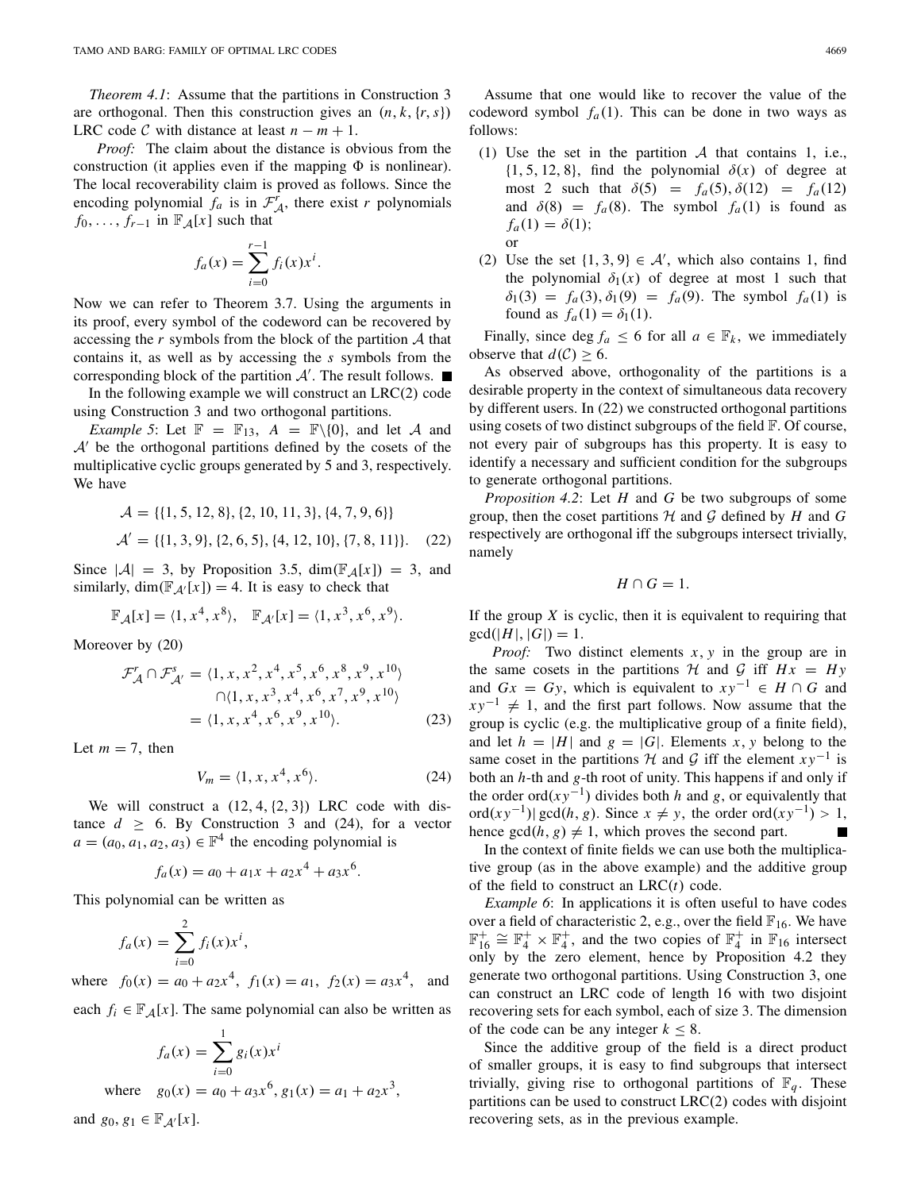*Theorem 4.1*: Assume that the partitions in Construction 3 are orthogonal. Then this construction gives an $(n, k, \{r, s\})$ LRC code $\mathcal{C}$ with distance at least $n - m + 1$.

*Proof:* The claim about the distance is obvious from the construction (it applies even if the mapping $\Phi$ is nonlinear). The local recoverability claim is proved as follows. Since the encoding polynomial $f_a$ is in $\mathcal{F}_{\mathcal{A}}^r$, there exist $r$ polynomials $f_0, \ldots, f_{r-1}$ in $\mathbb{F}_{\mathcal{A}}[x]$ such that

$$f_a(x) = \sum_{i=0}^{r-1} f_i(x) x^i.$$

Now we can refer to Theorem 3.7. Using the arguments in its proof, every symbol of the codeword can be recovered by accessing the $r$ symbols from the block of the partition $\mathcal{A}$ that contains it, as well as by accessing the $s$ symbols from the corresponding block of the partition $\mathcal{A}'$. The result follows. ∎

In the following example we will construct an LRC(2) code using Construction 3 and two orthogonal partitions.

*Example 5*: Let $\mathbb{F} = \mathbb{F}_{13}$, $A = \mathbb{F} \backslash \{0\}$, and let $\mathcal{A}$ and $\mathcal{A}'$ be the orthogonal partitions defined by the cosets of the multiplicative cyclic groups generated by 5 and 3, respectively. We have

$$\mathcal{A} = \{\{1, 5, 12, 8\}, \{2, 10, 11, 3\}, \{4, 7, 9, 6\}\}$$

$$\mathcal{A}' = \{\{1, 3, 9\}, \{2, 6, 5\}, \{4, 12, 10\}, \{7, 8, 11\}\}. \quad (22)$$

Since $|\mathcal{A}| = 3$, by Proposition 3.5, $\dim(\mathbb{F}_{\mathcal{A}}[x]) = 3$, and similarly, $\dim(\mathbb{F}_{\mathcal{A}'}[x]) = 4$. It is easy to check that

$$\mathbb{F}_{\mathcal{A}}[x] = \langle 1, x^4, x^8 \rangle, \quad \mathbb{F}_{\mathcal{A}'}[x] = \langle 1, x^3, x^6, x^9 \rangle.$$

Moreover by (20)

$$\begin{aligned} \mathcal{F}_{\mathcal{A}}^r \cap \mathcal{F}_{\mathcal{A}'}^s &= \langle 1, x, x^2, x^4, x^5, x^6, x^8, x^9, x^{10} \rangle \\ &\quad \cap \langle 1, x, x^3, x^4, x^6, x^7, x^9, x^{10} \rangle \\ &= \langle 1, x, x^4, x^6, x^9, x^{10} \rangle. \end{aligned} \quad (23)$$

Let $m = 7$, then

$$V_m = \langle 1, x, x^4, x^6 \rangle. \quad (24)$$

We will construct a $(12, 4, \{2, 3\})$ LRC code with distance $d \geq 6$. By Construction 3 and (24), for a vector $a = (a_0, a_1, a_2, a_3) \in \mathbb{F}^4$ the encoding polynomial is

$$f_a(x) = a_0 + a_1 x + a_2 x^4 + a_3 x^6.$$

This polynomial can be written as

$$f_a(x) = \sum_{i=0}^{2} f_i(x) x^i,$$

where $f_0(x) = a_0 + a_2 x^4$, $f_1(x) = a_1$, $f_2(x) = a_3 x^4$, and each $f_i \in \mathbb{F}_{\mathcal{A}}[x]$. The same polynomial can also be written as

$$f_a(x) = \sum_{i=0}^{1} g_i(x) x^i$$

where $g_0(x) = a_0 + a_3 x^6$, $g_1(x) = a_1 + a_2 x^3$,

and $g_0, g_1 \in \mathbb{F}_{\mathcal{A}'}[x]$.

Assume that one would like to recover the value of the codeword symbol $f_a(1)$. This can be done in two ways as follows:

(1) Use the set in the partition $\mathcal{A}$ that contains 1, i.e., $\{1, 5, 12, 8\}$, find the polynomial $\delta(x)$ of degree at most 2 such that $\delta(5) = f_a(5), \delta(12) = f_a(12)$ and $\delta(8) = f_a(8)$. The symbol $f_a(1)$ is found as $f_a(1) = \delta(1)$;
or

(2) Use the set $\{1, 3, 9\} \in \mathcal{A}'$, which also contains 1, find the polynomial $\delta_1(x)$ of degree at most 1 such that $\delta_1(3) = f_a(3), \delta_1(9) = f_a(9)$. The symbol $f_a(1)$ is found as $f_a(1) = \delta_1(1)$.

Finally, since $\deg f_a \leq 6$ for all $a \in \mathbb{F}_k$, we immediately observe that $d(\mathcal{C}) \geq 6$.

As observed above, orthogonality of the partitions is a desirable property in the context of simultaneous data recovery by different users. In (22) we constructed orthogonal partitions using cosets of two distinct subgroups of the field $\mathbb{F}$. Of course, not every pair of subgroups has this property. It is easy to identify a necessary and sufficient condition for the subgroups to generate orthogonal partitions.

*Proposition 4.2*: Let $H$ and $G$ be two subgroups of some group, then the coset partitions $\mathcal{H}$ and $\mathcal{G}$ defined by $H$ and $G$ respectively are orthogonal iff the subgroups intersect trivially, namely

$$H \cap G = 1.$$

If the group $X$ is cyclic, then it is equivalent to requiring that $\gcd(|H|, |G|) = 1$.

*Proof:* Two distinct elements $x, y$ in the group are in the same cosets in the partitions $\mathcal{H}$ and $\mathcal{G}$ iff $Hx = Hy$ and $Gx = Gy$, which is equivalent to $xy^{-1} \in H \cap G$ and $xy^{-1} \neq 1$, and the first part follows. Now assume that the group is cyclic (e.g. the multiplicative group of a finite field), and let $h = |H|$ and $g = |G|$. Elements $x, y$ belong to the same coset in the partitions $\mathcal{H}$ and $\mathcal{G}$ iff the element $xy^{-1}$ is both an $h$-th and $g$-th root of unity. This happens if and only if the order $\text{ord}(xy^{-1})$ divides both $h$ and $g$, or equivalently that $\text{ord}(xy^{-1}) | \gcd(h, g)$. Since $x \neq y$, the order $\text{ord}(xy^{-1}) > 1$, hence $\gcd(h, g) \neq 1$, which proves the second part. ∎

In the context of finite fields we can use both the multiplicative group (as in the above example) and the additive group of the field to construct an LRC($t$) code.

*Example 6*: In applications it is often useful to have codes over a field of characteristic 2, e.g., over the field $\mathbb{F}_{16}$. We have $\mathbb{F}_{16}^+ \cong \mathbb{F}_4^+ \times \mathbb{F}_4^+$, and the two copies of $\mathbb{F}_4^+$ in $\mathbb{F}_{16}$ intersect only by the zero element, hence by Proposition 4.2 they generate two orthogonal partitions. Using Construction 3, one can construct an LRC code of length 16 with two disjoint recovering sets for each symbol, each of size 3. The dimension of the code can be any integer $k \leq 8$.

Since the additive group of the field is a direct product of smaller groups, it is easy to find subgroups that intersect trivially, giving rise to orthogonal partitions of $\mathbb{F}_q$. These partitions can be used to construct LRC(2) codes with disjoint recovering sets, as in the previous example.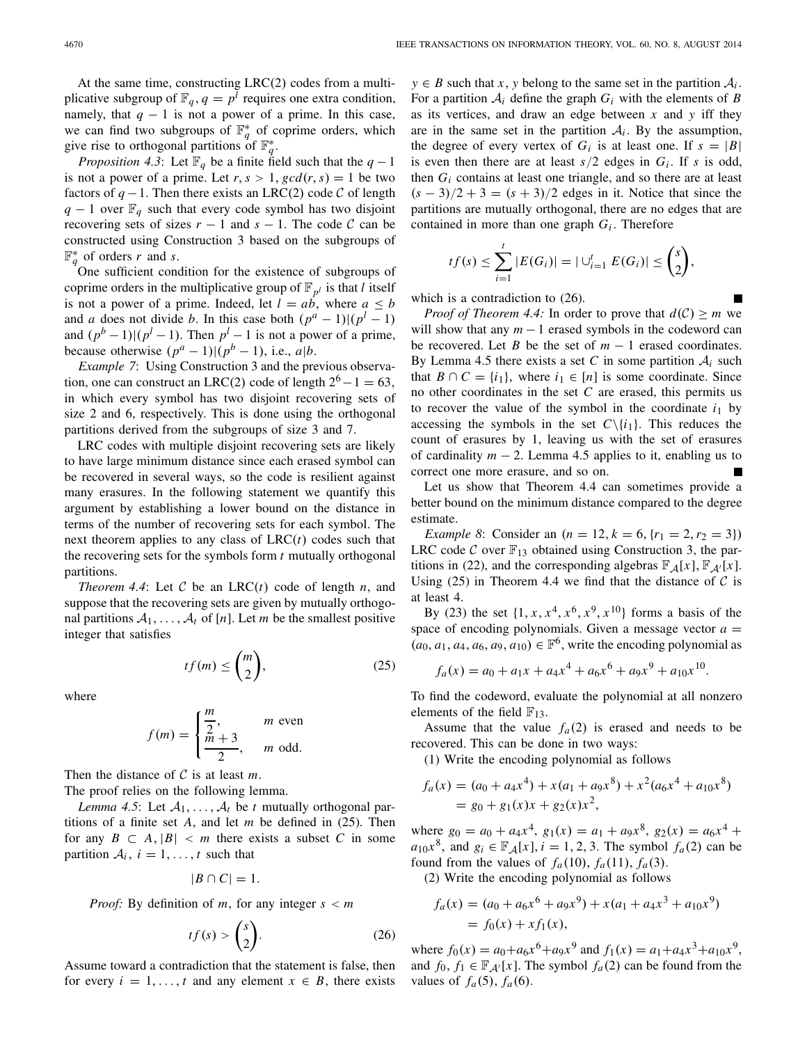At the same time, constructing LRC(2) codes from a multiplicative subgroup of $\mathbb{F}_q, q = p^l$ requires one extra condition, namely, that $q-1$ is not a power of a prime. In this case, we can find two subgroups of $\mathbb{F}_q^*$ of coprime orders, which give rise to orthogonal partitions of $\mathbb{F}_q^*$.

*Proposition 4.3*: Let $\mathbb{F}_q$ be a finite field such that the $q-1$ is not a power of a prime. Let $r, s > 1, gcd(r, s) = 1$ be two factors of $q-1$. Then there exists an LRC(2) code $\mathcal{C}$ of length $q-1$ over $\mathbb{F}_q$ such that every code symbol has two disjoint recovering sets of sizes $r-1$ and $s-1$. The code $\mathcal{C}$ can be constructed using Construction 3 based on the subgroups of $\mathbb{F}_q^*$ of orders $r$ and $s$.

One sufficient condition for the existence of subgroups of coprime orders in the multiplicative group of $\mathbb{F}_{p^l}$ is that $l$ itself is not a power of a prime. Indeed, let $l = ab$, where $a \le b$ and $a$ does not divide $b$. In this case both $(p^a - 1)|(p^l - 1)$ and $(p^b - 1)|(p^l - 1)$. Then $p^l - 1$ is not a power of a prime, because otherwise $(p^a - 1)|(p^b - 1)$, i.e., $a|b$.

*Example 7*: Using Construction 3 and the previous observation, one can construct an LRC(2) code of length $2^6 - 1 = 63$, in which every symbol has two disjoint recovering sets of size 2 and 6, respectively. This is done using the orthogonal partitions derived from the subgroups of size 3 and 7.

LRC codes with multiple disjoint recovering sets are likely to have large minimum distance since each erased symbol can be recovered in several ways, so the code is resilient against many erasures. In the following statement we quantify this argument by establishing a lower bound on the distance in terms of the number of recovering sets for each symbol. The next theorem applies to any class of LRC($t$) codes such that the recovering sets for the symbols form $t$ mutually orthogonal partitions.

*Theorem 4.4*: Let $\mathcal{C}$ be an LRC($t$) code of length $n$, and suppose that the recovering sets are given by mutually orthogonal partitions $\mathcal{A}_1, \dots, \mathcal{A}_t$ of $[n]$. Let $m$ be the smallest positive integer that satisfies

$$tf(m) \le \binom{m}{2}, \tag{25}$$

where

$$f(m) = \begin{cases} \dfrac{m}{2}, & m \text{ even} \\ \dfrac{m+3}{2}, & m \text{ odd.} \end{cases}$$

Then the distance of $\mathcal{C}$ is at least $m$.

The proof relies on the following lemma.

*Lemma 4.5*: Let $\mathcal{A}_1, \dots, \mathcal{A}_t$ be $t$ mutually orthogonal partitions of a finite set $A$, and let $m$ be defined in (25). Then for any $B \subset A, |B| < m$ there exists a subset $C$ in some partition $\mathcal{A}_i, i = 1, \dots, t$ such that

$$|B \cap C| = 1.$$

*Proof:* By definition of $m$, for any integer $s < m$

$$tf(s) > \binom{s}{2}. \tag{26}$$

Assume toward a contradiction that the statement is false, then for every $i = 1, \dots, t$ and any element $x \in B$, there exists $y \in B$ such that $x, y$ belong to the same set in the partition $\mathcal{A}_i$. For a partition $\mathcal{A}_i$ define the graph $G_i$ with the elements of $B$ as its vertices, and draw an edge between $x$ and $y$ iff they are in the same set in the partition $\mathcal{A}_i$. By the assumption, the degree of every vertex of $G_i$ is at least one. If $s = |B|$ is even then there are at least $s/2$ edges in $G_i$. If $s$ is odd, then $G_i$ contains at least one triangle, and so there are at least $(s-3)/2 + 3 = (s+3)/2$ edges in it. Notice that since the partitions are mutually orthogonal, there are no edges that are contained in more than one graph $G_i$. Therefore

$$tf(s) \le \sum_{i=1}^{t} |E(G_i)| = |\cup_{i=1}^{t} E(G_i)| \le \binom{s}{2},$$

which is a contradiction to (26). ■

*Proof of Theorem 4.4:* In order to prove that $d(\mathcal{C}) \ge m$ we will show that any $m-1$ erased symbols in the codeword can be recovered. Let $B$ be the set of $m-1$ erased coordinates. By Lemma 4.5 there exists a set $C$ in some partition $\mathcal{A}_i$ such that $B \cap C = \{i_1\}$, where $i_1 \in [n]$ is some coordinate. Since no other coordinates in the set $C$ are erased, this permits us to recover the value of the symbol in the coordinate $i_1$ by accessing the symbols in the set $C \backslash \{i_1\}$. This reduces the count of erasures by 1, leaving us with the set of erasures of cardinality $m-2$. Lemma 4.5 applies to it, enabling us to correct one more erasure, and so on. ■

Let us show that Theorem 4.4 can sometimes provide a better bound on the minimum distance compared to the degree estimate.

*Example 8*: Consider an ($n = 12, k = 6, \{r_1 = 2, r_2 = 3\}$) LRC code $\mathcal{C}$ over $\mathbb{F}_{13}$ obtained using Construction 3, the partitions in (22), and the corresponding algebras $\mathbb{F}_{\mathcal{A}}[x], \mathbb{F}_{\mathcal{A}'}[x]$. Using (25) in Theorem 4.4 we find that the distance of $\mathcal{C}$ is at least 4.

By (23) the set $\{1, x, x^4, x^6, x^9, x^{10}\}$ forms a basis of the space of encoding polynomials. Given a message vector $a = (a_0, a_1, a_4, a_6, a_9, a_{10}) \in \mathbb{F}^6$, write the encoding polynomial as

$$f_a(x) = a_0 + a_1 x + a_4 x^4 + a_6 x^6 + a_9 x^9 + a_{10} x^{10}.$$

To find the codeword, evaluate the polynomial at all nonzero elements of the field $\mathbb{F}_{13}$.

Assume that the value $f_a(2)$ is erased and needs to be recovered. This can be done in two ways:

(1) Write the encoding polynomial as follows

$$\begin{aligned} f_a(x) &= (a_0 + a_4 x^4) + x(a_1 + a_9 x^8) + x^2(a_6 x^4 + a_{10} x^8) \\ &= g_0 + g_1(x)x + g_2(x)x^2, \end{aligned}$$

where $g_0 = a_0 + a_4 x^4,\ g_1(x) = a_1 + a_9 x^8,\ g_2(x) = a_6 x^4 + a_{10} x^8$, and $g_i \in \mathbb{F}_{\mathcal{A}}[x], i = 1, 2, 3$. The symbol $f_a(2)$ can be found from the values of $f_a(10), f_a(11), f_a(3)$.

(2) Write the encoding polynomial as follows

$$\begin{aligned} f_a(x) &= (a_0 + a_6 x^6 + a_9 x^9) + x(a_1 + a_4 x^3 + a_{10} x^9) \\ &= f_0(x) + x f_1(x), \end{aligned}$$

where $f_0(x) = a_0 + a_6 x^6 + a_9 x^9$ and $f_1(x) = a_1 + a_4 x^3 + a_{10} x^9$, and $f_0, f_1 \in \mathbb{F}_{\mathcal{A}'}[x]$. The symbol $f_a(2)$ can be found from the values of $f_a(5), f_a(6)$.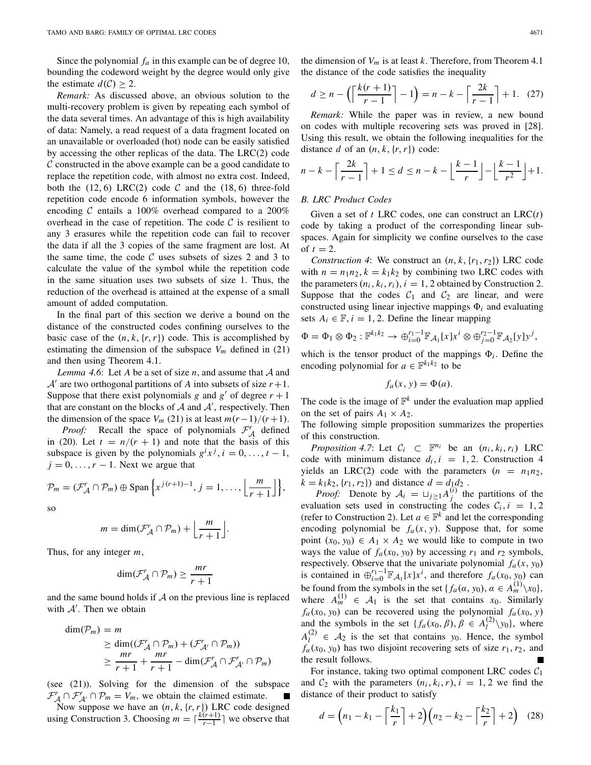Since the polynomial $f_a$ in this example can be of degree 10, bounding the codeword weight by the degree would only give the estimate $d(\mathcal{C}) \geq 2$.

*Remark:* As discussed above, an obvious solution to the multi-recovery problem is given by repeating each symbol of the data several times. An advantage of this is high availability of data: Namely, a read request of a data fragment located on an unavailable or overloaded (hot) node can be easily satisfied by accessing the other replicas of the data. The LRC(2) code $\mathcal{C}$ constructed in the above example can be a good candidate to replace the repetition code, with almost no extra cost. Indeed, both the $(12, 6)$ LRC(2) code $\mathcal{C}$ and the $(18, 6)$ three-fold repetition code encode 6 information symbols, however the encoding $\mathcal{C}$ entails a 100% overhead compared to a 200% overhead in the case of repetition. The code $\mathcal{C}$ is resilient to any 3 erasures while the repetition code can fail to recover the data if all the 3 copies of the same fragment are lost. At the same time, the code $\mathcal{C}$ uses subsets of sizes 2 and 3 to calculate the value of the symbol while the repetition code in the same situation uses two subsets of size 1. Thus, the reduction of the overhead is attained at the expense of a small amount of added computation.

In the final part of this section we derive a bound on the distance of the constructed codes confining ourselves to the basic case of the $(n, k, \{r, r\})$ code. This is accomplished by estimating the dimension of the subspace $V_m$ defined in (21) and then using Theorem 4.1.

*Lemma 4.6*: Let $A$ be a set of size $n$, and assume that $\mathcal{A}$ and $\mathcal{A}'$ are two orthogonal partitions of $A$ into subsets of size $r+1$. Suppose that there exist polynomials $g$ and $g'$ of degree $r+1$ that are constant on the blocks of $\mathcal{A}$ and $\mathcal{A}'$, respectively. Then the dimension of the space $V_m$ (21) is at least $m(r-1)/(r+1)$.

*Proof:* Recall the space of polynomials $\mathcal{F}_{\mathcal{A}}^{r}$ defined in (20). Let $t = n/(r+1)$ and note that the basis of this subspace is given by the polynomials $g^i x^j, i = 0, \dots, t-1, j = 0, \dots, r-1$. Next we argue that

$$\mathcal{P}_m = (\mathcal{F}_{\mathcal{A}}^{r} \cap \mathcal{P}_m) \oplus \text{Span}\left\{x^{j(r+1)-1}, j = 1, \dots, \left\lfloor \frac{m}{r+1} \right\rfloor\right\},$$

so

$$m = \dim(\mathcal{F}_{\mathcal{A}}^{r} \cap \mathcal{P}_m) + \left\lfloor \frac{m}{r+1} \right\rfloor.$$

Thus, for any integer $m$,

$$\dim(\mathcal{F}_{\mathcal{A}}^{r} \cap \mathcal{P}_m) \geq \frac{mr}{r+1}$$

and the same bound holds if $\mathcal{A}$ on the previous line is replaced with $\mathcal{A}'$. Then we obtain

$$\begin{aligned}
\dim(\mathcal{P}_m) &= m \\
&\geq \dim((\mathcal{F}_{\mathcal{A}}^{r} \cap \mathcal{P}_m) + (\mathcal{F}_{\mathcal{A}'}^{r} \cap \mathcal{P}_m)) \\
&\geq \frac{mr}{r+1} + \frac{mr}{r+1} - \dim(\mathcal{F}_{\mathcal{A}}^{r} \cap \mathcal{F}_{\mathcal{A}'}^{r} \cap \mathcal{P}_m)
\end{aligned}$$

(see (21)). Solving for the dimension of the subspace $\mathcal{F}_{\mathcal{A}}^{r} \cap \mathcal{F}_{\mathcal{A}'}^{r} \cap \mathcal{P}_m = V_m$, we obtain the claimed estimate. ∎

Now suppose we have an $(n, k, \{r, r\})$ LRC code designed using Construction 3. Choosing $m = \lceil \frac{k(r+1)}{r-1} \rceil$ we observe that the dimension of $V_m$ is at least $k$. Therefore, from Theorem 4.1 the distance of the code satisfies the inequality

$$d \geq n - \left(\left\lceil \frac{k(r+1)}{r-1} \right\rceil - 1\right) = n - k - \left\lceil \frac{2k}{r-1} \right\rceil + 1. \quad (27)$$

*Remark:* While the paper was in review, a new bound on codes with multiple recovering sets was proved in [28]. Using this result, we obtain the following inequalities for the distance $d$ of an $(n, k, \{r, r\})$ code:

$$n - k - \left\lceil \frac{2k}{r-1} \right\rceil + 1 \leq d \leq n - k - \left\lfloor \frac{k-1}{r} \right\rfloor - \left\lfloor \frac{k-1}{r^2} \right\rfloor + 1.$$

### B. LRC Product Codes

Given a set of $t$ LRC codes, one can construct an LRC($t$) code by taking a product of the corresponding linear subspaces. Again for simplicity we confine ourselves to the case of $t = 2$.

*Construction 4*: We construct an $(n, k, \{r_1, r_2\})$ LRC code with $n = n_1 n_2, k = k_1 k_2$ by combining two LRC codes with the parameters $(n_i, k_i, r_i), i = 1, 2$ obtained by Construction 2. Suppose that the codes $\mathcal{C}_1$ and $\mathcal{C}_2$ are linear, and were constructed using linear injective mappings $\Phi_i$ and evaluating sets $A_i \in \mathbb{F}, i = 1, 2$. Define the linear mapping

$$\Phi = \Phi_1 \otimes \Phi_2 : \mathbb{F}^{k_1 k_2} \rightarrow \oplus_{i=0}^{r_1 - 1} \mathbb{F}_{\mathcal{A}_1}[x] x^i \otimes \oplus_{j=0}^{r_2 - 1} \mathbb{F}_{\mathcal{A}_2}[y] y^j,$$

which is the tensor product of the mappings $\Phi_i$. Define the encoding polynomial for $a \in \mathbb{F}^{k_1 k_2}$ to be

$$f_a(x, y) = \Phi(a).$$

The code is the image of $\mathbb{F}^k$ under the evaluation map applied on the set of pairs $A_1 \times A_2$.

The following simple proposition summarizes the properties of this construction.

*Proposition 4.7*: Let $\mathcal{C}_i \subset \mathbb{F}^{n_i}$ be an $(n_i, k_i, r_i)$ LRC code with minimum distance $d_i, i = 1, 2$. Construction 4 yields an LRC(2) code with the parameters $(n = n_1 n_2, k = k_1 k_2, \{r_1, r_2\})$ and distance $d = d_1 d_2$.

*Proof:* Denote by $\mathcal{A}_i = \sqcup_{j \geq 1} A_j^{(i)}$ the partitions of the evaluation sets used in constructing the codes $\mathcal{C}_i, i = 1, 2$ (refer to Construction 2). Let $a \in \mathbb{F}^k$ and let the corresponding encoding polynomial be $f_a(x, y)$. Suppose that, for some point $(x_0, y_0) \in A_1 \times A_2$ we would like to compute in two ways the value of $f_a(x_0, y_0)$ by accessing $r_1$ and $r_2$ symbols, respectively. Observe that the univariate polynomial $f_a(x, y_0)$ is contained in $\oplus_{i=0}^{r_1 - 1} \mathbb{F}_{\mathcal{A}_1}[x] x^i$, and therefore $f_a(x_0, y_0)$ can be found from the symbols in the set $\{f_a(\alpha, y_0), \alpha \in A_m^{(1)} \backslash x_0\}$, where $A_m^{(1)} \in \mathcal{A}_1$ is the set that contains $x_0$. Similarly $f_a(x_0, y_0)$ can be recovered using the polynomial $f_a(x_0, y)$ and the symbols in the set $\{f_a(x_0, \beta), \beta \in A_l^{(2)} \backslash y_0\}$, where $A_l^{(2)} \in \mathcal{A}_2$ is the set that contains $y_0$. Hence, the symbol $f_a(x_0, y_0)$ has two disjoint recovering sets of size $r_1, r_2$, and the result follows. ∎

For instance, taking two optimal component LRC codes $\mathcal{C}_1$ and $\mathcal{C}_2$ with the parameters $(n_i, k_i, r), i = 1, 2$ we find the distance of their product to satisfy

$$d = \left(n_1 - k_1 - \left\lceil \frac{k_1}{r} \right\rceil + 2\right)\left(n_2 - k_2 - \left\lceil \frac{k_2}{r} \right\rceil + 2\right) \quad (28)$$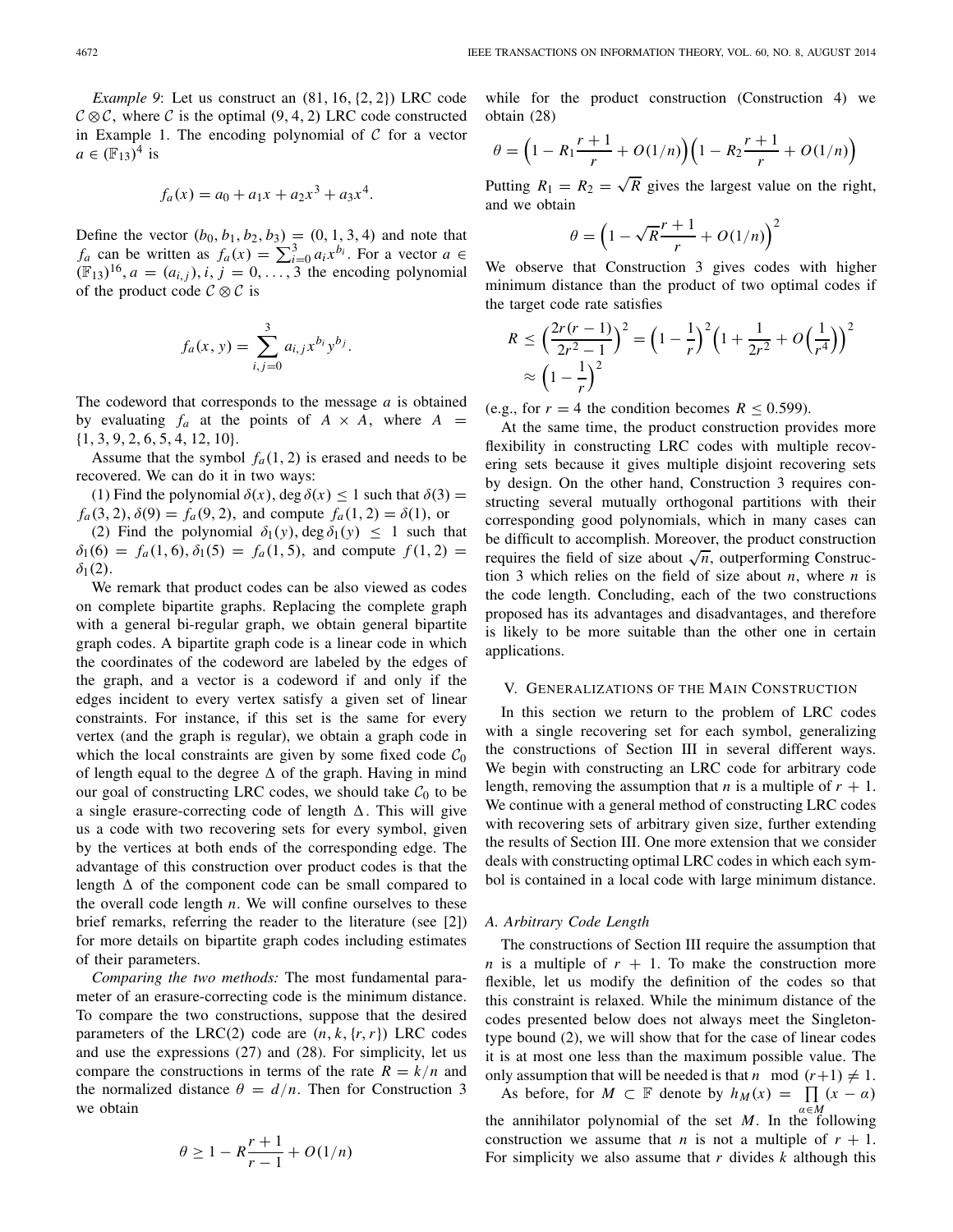*Example 9*: Let us construct an $(81, 16, \{2, 2\})$ LRC code $\mathcal{C} \otimes \mathcal{C}$, where $\mathcal{C}$ is the optimal $(9, 4, 2)$ LRC code constructed in Example 1. The encoding polynomial of $\mathcal{C}$ for a vector $a \in (\mathbb{F}_{13})^4$ is

$$f_a(x) = a_0 + a_1 x + a_2 x^3 + a_3 x^4.$$

Define the vector $(b_0, b_1, b_2, b_3) = (0, 1, 3, 4)$ and note that $f_a$ can be written as $f_a(x) = \sum_{i=0}^{3} a_i x^{b_i}$. For a vector $a \in (\mathbb{F}_{13})^{16}$, $a = (a_{i,j})$, $i, j = 0, \ldots, 3$ the encoding polynomial of the product code $\mathcal{C} \otimes \mathcal{C}$ is

$$f_a(x, y) = \sum_{i,j=0}^{3} a_{i,j} x^{b_i} y^{b_j}.$$

The codeword that corresponds to the message $a$ is obtained by evaluating $f_a$ at the points of $A \times A$, where $A = \{1, 3, 9, 2, 6, 5, 4, 12, 10\}$.

Assume that the symbol $f_a(1, 2)$ is erased and needs to be recovered. We can do it in two ways:

(1) Find the polynomial $\delta(x)$, $\deg \delta(x) \le 1$ such that $\delta(3) = f_a(3, 2)$, $\delta(9) = f_a(9, 2)$, and compute $f_a(1, 2) = \delta(1)$, or

(2) Find the polynomial $\delta_1(y)$, $\deg \delta_1(y) \le 1$ such that $\delta_1(6) = f_a(1, 6)$, $\delta_1(5) = f_a(1, 5)$, and compute $f(1, 2) = \delta_1(2)$.

We remark that product codes can be also viewed as codes on complete bipartite graphs. Replacing the complete graph with a general bi-regular graph, we obtain general bipartite graph codes. A bipartite graph code is a linear code in which the coordinates of the codeword are labeled by the edges of the graph, and a vector is a codeword if and only if the edges incident to every vertex satisfy a given set of linear constraints. For instance, if this set is the same for every vertex (and the graph is regular), we obtain a graph code in which the local constraints are given by some fixed code $\mathcal{C}_0$ of length equal to the degree $\Delta$ of the graph. Having in mind our goal of constructing LRC codes, we should take $\mathcal{C}_0$ to be a single erasure-correcting code of length $\Delta$. This will give us a code with two recovering sets for every symbol, given by the vertices at both ends of the corresponding edge. The advantage of this construction over product codes is that the length $\Delta$ of the component code can be small compared to the overall code length $n$. We will confine ourselves to these brief remarks, referring the reader to the literature (see [2]) for more details on bipartite graph codes including estimates of their parameters.

*Comparing the two methods:* The most fundamental parameter of an erasure-correcting code is the minimum distance. To compare the two constructions, suppose that the desired parameters of the LRC(2) code are $(n, k, \{r, r\})$ LRC codes and use the expressions (27) and (28). For simplicity, let us compare the constructions in terms of the rate $R = k/n$ and the normalized distance $\theta = d/n$. Then for Construction 3 we obtain

$$\theta \ge 1 - R\frac{r+1}{r-1} + O(1/n)$$

while for the product construction (Construction 4) we obtain (28)

$$\theta = \Big(1 - R_1\frac{r+1}{r} + O(1/n)\Big)\Big(1 - R_2\frac{r+1}{r} + O(1/n)\Big)$$

Putting $R_1 = R_2 = \sqrt{R}$ gives the largest value on the right, and we obtain

$$\theta = \Big(1 - \sqrt{R}\frac{r+1}{r} + O(1/n)\Big)^2$$

We observe that Construction 3 gives codes with higher minimum distance than the product of two optimal codes if the target code rate satisfies

$$R \le \Big(\frac{2r(r-1)}{2r^2-1}\Big)^2 = \Big(1 - \frac{1}{r}\Big)^2\Big(1 + \frac{1}{2r^2} + O\Big(\frac{1}{r^4}\Big)\Big)^2 \approx \Big(1 - \frac{1}{r}\Big)^2$$

(e.g., for $r = 4$ the condition becomes $R \le 0.599$).

At the same time, the product construction provides more flexibility in constructing LRC codes with multiple recovering sets because it gives multiple disjoint recovering sets by design. On the other hand, Construction 3 requires constructing several mutually orthogonal partitions with their corresponding good polynomials, which in many cases can be difficult to accomplish. Moreover, the product construction requires the field of size about $\sqrt{n}$, outperforming Construction 3 which relies on the field of size about $n$, where $n$ is the code length. Concluding, each of the two constructions proposed has its advantages and disadvantages, and therefore is likely to be more suitable than the other one in certain applications.

## V. Generalizations of the Main Construction

In this section we return to the problem of LRC codes with a single recovering set for each symbol, generalizing the constructions of Section III in several different ways. We begin with constructing an LRC code for arbitrary code length, removing the assumption that $n$ is a multiple of $r + 1$. We continue with a general method of constructing LRC codes with recovering sets of arbitrary given size, further extending the results of Section III. One more extension that we consider deals with constructing optimal LRC codes in which each symbol is contained in a local code with large minimum distance.

### A. Arbitrary Code Length

The constructions of Section III require the assumption that $n$ is a multiple of $r + 1$. To make the construction more flexible, let us modify the definition of the codes so that this constraint is relaxed. While the minimum distance of the codes presented below does not always meet the Singleton-type bound (2), we will show that for the case of linear codes it is at most one less than the maximum possible value. The only assumption that will be needed is that $n \mod (r+1) \ne 1$.

As before, for $M \subset \mathbb{F}$ denote by $h_M(x) = \prod_{\alpha \in M}(x - \alpha)$ the annihilator polynomial of the set $M$. In the following construction we assume that $n$ is not a multiple of $r + 1$. For simplicity we also assume that $r$ divides $k$ although this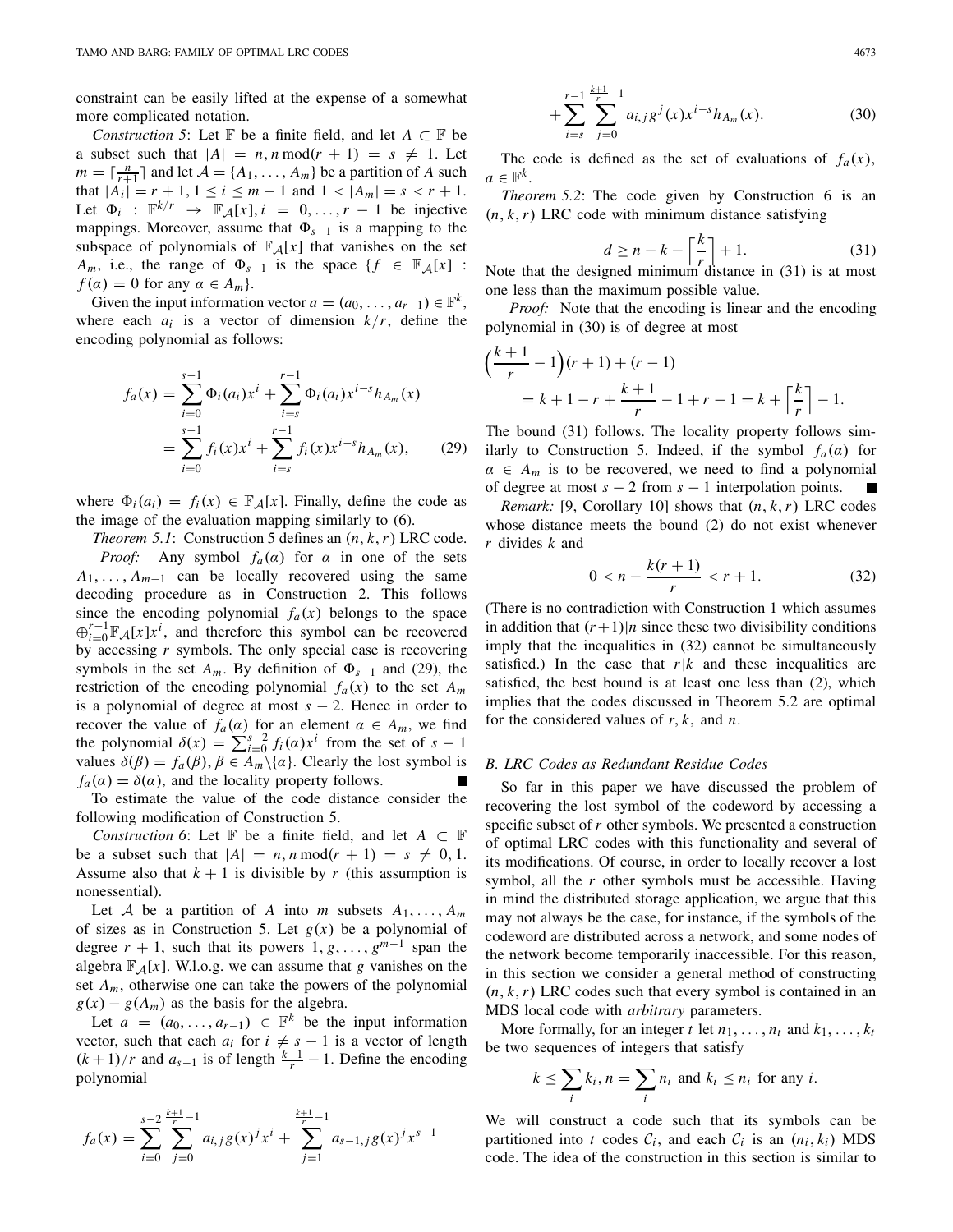constraint can be easily lifted at the expense of a somewhat more complicated notation.

*Construction 5*: Let $\mathbb{F}$ be a finite field, and let $A \subset \mathbb{F}$ be a subset such that $|A| = n, n \bmod (r+1) = s \neq 1$. Let $m = \lceil \frac{n}{r+1} \rceil$ and let $\mathcal{A} = \{A_1, \dots, A_m\}$ be a partition of $A$ such that $|A_i| = r+1, 1 \le i \le m-1$ and $1 < |A_m| = s < r+1$. Let $\Phi_i : \mathbb{F}^{k/r} \to \mathbb{F}_{\mathcal{A}}[x], i = 0, \dots, r-1$ be injective mappings. Moreover, assume that $\Phi_{s-1}$ is a mapping to the subspace of polynomials of $\mathbb{F}_{\mathcal{A}}[x]$ that vanishes on the set $A_m$, i.e., the range of $\Phi_{s-1}$ is the space $\{f \in \mathbb{F}_{\mathcal{A}}[x] : f(\alpha) = 0 \text{ for any } \alpha \in A_m\}$.

Given the input information vector $a = (a_0, \dots, a_{r-1}) \in \mathbb{F}^k$, where each $a_i$ is a vector of dimension $k/r$, define the encoding polynomial as follows:

$$
\begin{aligned}
f_a(x) &= \sum_{i=0}^{s-1} \Phi_i(a_i) x^i + \sum_{i=s}^{r-1} \Phi_i(a_i) x^{i-s} h_{A_m}(x) \\
&= \sum_{i=0}^{s-1} f_i(x) x^i + \sum_{i=s}^{r-1} f_i(x) x^{i-s} h_{A_m}(x), \qquad (29)
\end{aligned}
$$

where $\Phi_i(a_i) = f_i(x) \in \mathbb{F}_{\mathcal{A}}[x]$. Finally, define the code as the image of the evaluation mapping similarly to (6).

*Theorem 5.1*: Construction 5 defines an $(n, k, r)$ LRC code.

*Proof:* Any symbol $f_a(\alpha)$ for $\alpha$ in one of the sets $A_1, \dots, A_{m-1}$ can be locally recovered using the same decoding procedure as in Construction 2. This follows since the encoding polynomial $f_a(x)$ belongs to the space $\oplus_{i=0}^{r-1} \mathbb{F}_{\mathcal{A}}[x] x^i$, and therefore this symbol can be recovered by accessing $r$ symbols. The only special case is recovering symbols in the set $A_m$. By definition of $\Phi_{s-1}$ and (29), the restriction of the encoding polynomial $f_a(x)$ to the set $A_m$ is a polynomial of degree at most $s-2$. Hence in order to recover the value of $f_a(\alpha)$ for an element $\alpha \in A_m$, we find the polynomial $\delta(x) = \sum_{i=0}^{s-2} f_i(\alpha) x^i$ from the set of $s-1$ values $\delta(\beta) = f_a(\beta), \beta \in A_m \backslash \{\alpha\}$. Clearly the lost symbol is $f_a(\alpha) = \delta(\alpha)$, and the locality property follows. ■

To estimate the value of the code distance consider the following modification of Construction 5.

*Construction 6*: Let $\mathbb{F}$ be a finite field, and let $A \subset \mathbb{F}$ be a subset such that $|A| = n, n \bmod (r+1) = s \neq 0, 1$. Assume also that $k+1$ is divisible by $r$ (this assumption is nonessential).

Let $\mathcal{A}$ be a partition of $A$ into $m$ subsets $A_1, \dots, A_m$ of sizes as in Construction 5. Let $g(x)$ be a polynomial of degree $r+1$, such that its powers $1, g, \dots, g^{m-1}$ span the algebra $\mathbb{F}_{\mathcal{A}}[x]$. W.l.o.g. we can assume that $g$ vanishes on the set $A_m$, otherwise one can take the powers of the polynomial $g(x) - g(A_m)$ as the basis for the algebra.

Let $a = (a_0, \dots, a_{r-1}) \in \mathbb{F}^k$ be the input information vector, such that each $a_i$ for $i \neq s-1$ is a vector of length $(k+1)/r$ and $a_{s-1}$ is of length $\frac{k+1}{r} - 1$. Define the encoding polynomial

$$
\begin{aligned}
f_a(x) = \sum_{i=0}^{s-2} \sum_{j=0}^{\frac{k+1}{r}-1} a_{i,j} g(x)^j x^i + \sum_{j=1}^{\frac{k+1}{r}-1} a_{s-1,j} g(x)^j x^{s-1} \\
+ \sum_{i=s}^{r-1} \sum_{j=0}^{\frac{k+1}{r}-1} a_{i,j} g^j(x) x^{i-s} h_{A_m}(x). \qquad (30)
\end{aligned}
$$

The code is defined as the set of evaluations of $f_a(x)$, $a \in \mathbb{F}^k$.

*Theorem 5.2*: The code given by Construction 6 is an $(n, k, r)$ LRC code with minimum distance satisfying

$$
d \ge n - k - \left\lceil \frac{k}{r} \right\rceil + 1. \qquad (31)
$$

Note that the designed minimum distance in (31) is at most one less than the maximum possible value.

*Proof:* Note that the encoding is linear and the encoding polynomial in (30) is of degree at most

$$
\begin{aligned}
&\left(\frac{k+1}{r} - 1\right)(r+1) + (r-1) \\
&\qquad = k + 1 - r + \frac{k+1}{r} - 1 + r - 1 = k + \left\lceil \frac{k}{r} \right\rceil - 1.
\end{aligned}
$$

The bound (31) follows. The locality property follows similarly to Construction 5. Indeed, if the symbol $f_a(\alpha)$ for $\alpha \in A_m$ is to be recovered, we need to find a polynomial of degree at most $s-2$ from $s-1$ interpolation points. ■

*Remark:* [9, Corollary 10] shows that $(n, k, r)$ LRC codes whose distance meets the bound (2) do not exist whenever $r$ divides $k$ and

$$
0 < n - \frac{k(r+1)}{r} < r+1. \qquad (32)
$$

(There is no contradiction with Construction 1 which assumes in addition that $(r+1)|n$ since these two divisibility conditions imply that the inequalities in (32) cannot be simultaneously satisfied.) In the case that $r|k$ and these inequalities are satisfied, the best bound is at least one less than (2), which implies that the codes discussed in Theorem 5.2 are optimal for the considered values of $r, k,$ and $n$.

### B. LRC Codes as Redundant Residue Codes

So far in this paper we have discussed the problem of recovering the lost symbol of the codeword by accessing a specific subset of $r$ other symbols. We presented a construction of optimal LRC codes with this functionality and several of its modifications. Of course, in order to locally recover a lost symbol, all the $r$ other symbols must be accessible. Having in mind the distributed storage application, we argue that this may not always be the case, for instance, if the symbols of the codeword are distributed across a network, and some nodes of the network become temporarily inaccessible. For this reason, in this section we consider a general method of constructing $(n, k, r)$ LRC codes such that every symbol is contained in an MDS local code with *arbitrary* parameters.

More formally, for an integer $t$ let $n_1, \dots, n_t$ and $k_1, \dots, k_t$ be two sequences of integers that satisfy

$$
k \le \sum_i k_i, n = \sum_i n_i \text{ and } k_i \le n_i \text{ for any } i.
$$

We will construct a code such that its symbols can be partitioned into $t$ codes $\mathcal{C}_i$, and each $\mathcal{C}_i$ is an $(n_i, k_i)$ MDS code. The idea of the construction in this section is similar to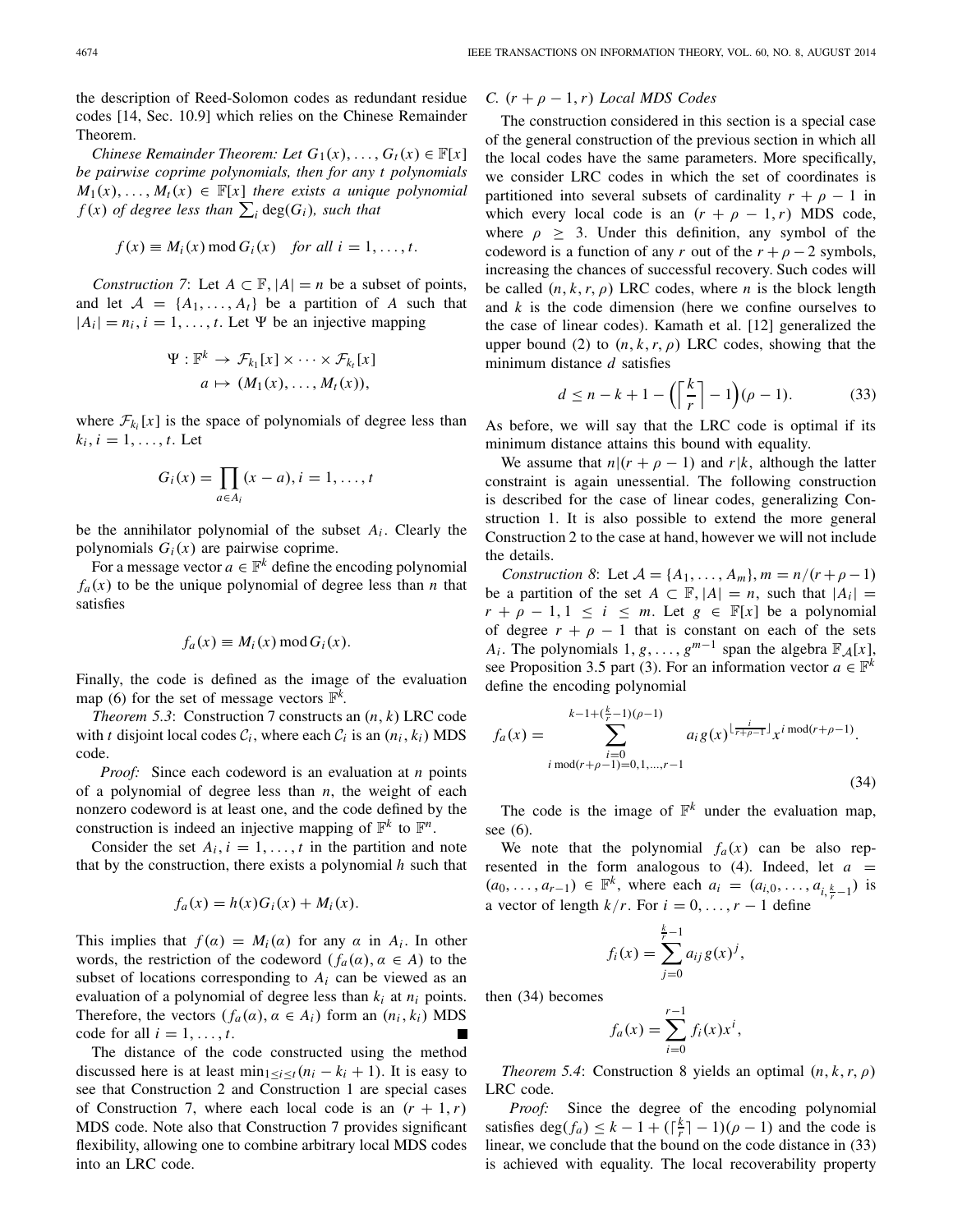the description of Reed-Solomon codes as redundant residue codes [14, Sec. 10.9] which relies on the Chinese Remainder Theorem.

*Chinese Remainder Theorem: Let $G_1(x), \dots, G_t(x) \in \mathbb{F}[x]$ be pairwise coprime polynomials, then for any $t$ polynomials $M_1(x), \dots, M_t(x) \in \mathbb{F}[x]$ there exists a unique polynomial $f(x)$ of degree less than $\sum_i \deg(G_i)$, such that*

$$f(x) \equiv M_i(x) \bmod G_i(x) \quad \text{for all } i = 1, \dots, t.$$

*Construction 7*: Let $A \subset \mathbb{F}, |A| = n$ be a subset of points, and let $\mathcal{A} = \{A_1, \dots, A_t\}$ be a partition of $A$ such that $|A_i| = n_i, i = 1, \dots, t$. Let $\Psi$ be an injective mapping

$$\Psi : \mathbb{F}^k \to \mathcal{F}_{k_1}[x] \times \cdots \times \mathcal{F}_{k_t}[x]$$
$$a \mapsto (M_1(x), \dots, M_t(x)),$$

where $\mathcal{F}_{k_i}[x]$ is the space of polynomials of degree less than $k_i, i = 1, \dots, t$. Let

$$G_i(x) = \prod_{a \in A_i} (x - a), i = 1, \dots, t$$

be the annihilator polynomial of the subset $A_i$. Clearly the polynomials $G_i(x)$ are pairwise coprime.

For a message vector $a \in \mathbb{F}^k$ define the encoding polynomial $f_a(x)$ to be the unique polynomial of degree less than $n$ that satisfies

$$f_a(x) \equiv M_i(x) \bmod G_i(x).$$

Finally, the code is defined as the image of the evaluation map (6) for the set of message vectors $\mathbb{F}^k$.

*Theorem 5.3*: Construction 7 constructs an $(n, k)$ LRC code with $t$ disjoint local codes $\mathcal{C}_i$, where each $\mathcal{C}_i$ is an $(n_i, k_i)$ MDS code.

*Proof:* Since each codeword is an evaluation at $n$ points of a polynomial of degree less than $n$, the weight of each nonzero codeword is at least one, and the code defined by the construction is indeed an injective mapping of $\mathbb{F}^k$ to $\mathbb{F}^n$.

Consider the set $A_i, i = 1, \dots, t$ in the partition and note that by the construction, there exists a polynomial $h$ such that

$$f_a(x) = h(x)G_i(x) + M_i(x).$$

This implies that $f(\alpha) = M_i(\alpha)$ for any $\alpha$ in $A_i$. In other words, the restriction of the codeword $(f_a(\alpha), \alpha \in A)$ to the subset of locations corresponding to $A_i$ can be viewed as an evaluation of a polynomial of degree less than $k_i$ at $n_i$ points. Therefore, the vectors $(f_a(\alpha), \alpha \in A_i)$ form an $(n_i, k_i)$ MDS code for all $i = 1, \dots, t$. ■

The distance of the code constructed using the method discussed here is at least $\min_{1 \le i \le t}(n_i - k_i + 1)$. It is easy to see that Construction 2 and Construction 1 are special cases of Construction 7, where each local code is an $(r + 1, r)$ MDS code. Note also that Construction 7 provides significant flexibility, allowing one to combine arbitrary local MDS codes into an LRC code.

### C. $(r + \rho - 1, r)$ Local MDS Codes

The construction considered in this section is a special case of the general construction of the previous section in which all the local codes have the same parameters. More specifically, we consider LRC codes in which the set of coordinates is partitioned into several subsets of cardinality $r + \rho - 1$ in which every local code is an $(r + \rho - 1, r)$ MDS code, where $\rho \ge 3$. Under this definition, any symbol of the codeword is a function of any $r$ out of the $r + \rho - 2$ symbols, increasing the chances of successful recovery. Such codes will be called $(n, k, r, \rho)$ LRC codes, where $n$ is the block length and $k$ is the code dimension (here we confine ourselves to the case of linear codes). Kamath et al. [12] generalized the upper bound (2) to $(n, k, r, \rho)$ LRC codes, showing that the minimum distance $d$ satisfies

$$d \le n - k + 1 - \Big(\Big\lceil \frac{k}{r} \Big\rceil - 1\Big)(\rho - 1). \tag{33}$$

As before, we will say that the LRC code is optimal if its minimum distance attains this bound with equality.

We assume that $n|(r + \rho - 1)$ and $r|k$, although the latter constraint is again unessential. The following construction is described for the case of linear codes, generalizing Construction 1. It is also possible to extend the more general Construction 2 to the case at hand, however we will not include the details.

*Construction 8*: Let $\mathcal{A} = \{A_1, \dots, A_m\}, m = n/(r + \rho - 1)$ be a partition of the set $A \subset \mathbb{F}, |A| = n$, such that $|A_i| = r + \rho - 1, 1 \le i \le m$. Let $g \in \mathbb{F}[x]$ be a polynomial of degree $r + \rho - 1$ that is constant on each of the sets $A_i$. The polynomials $1, g, \dots, g^{m-1}$ span the algebra $\mathbb{F}_{\mathcal{A}}[x]$, see Proposition 3.5 part (3). For an information vector $a \in \mathbb{F}^k$ define the encoding polynomial

$$f_a(x) = \sum_{\substack{i=0 \\ i \bmod (r+\rho-1) = 0,1,\dots,r-1}}^{k-1+(\frac{k}{r}-1)(\rho-1)} a_i g(x)^{\lfloor \frac{i}{r+\rho-1} \rfloor} x^{i \bmod (r+\rho-1)}. \tag{34}$$

The code is the image of $\mathbb{F}^k$ under the evaluation map, see (6).

We note that the polynomial $f_a(x)$ can be also represented in the form analogous to (4). Indeed, let $a = (a_0, \dots, a_{r-1}) \in \mathbb{F}^k$, where each $a_i = (a_{i,0}, \dots, a_{i,\frac{k}{r}-1})$ is a vector of length $k/r$. For $i = 0, \dots, r - 1$ define

$$f_i(x) = \sum_{j=0}^{\frac{k}{r}-1} a_{ij} g(x)^j,$$

then (34) becomes

$$f_a(x) = \sum_{i=0}^{r-1} f_i(x) x^i,$$

*Theorem 5.4*: Construction 8 yields an optimal $(n, k, r, \rho)$ LRC code.

*Proof:* Since the degree of the encoding polynomial satisfies $\deg(f_a) \le k - 1 + (\lceil \frac{k}{r} \rceil - 1)(\rho - 1)$ and the code is linear, we conclude that the bound on the code distance in (33) is achieved with equality. The local recoverability property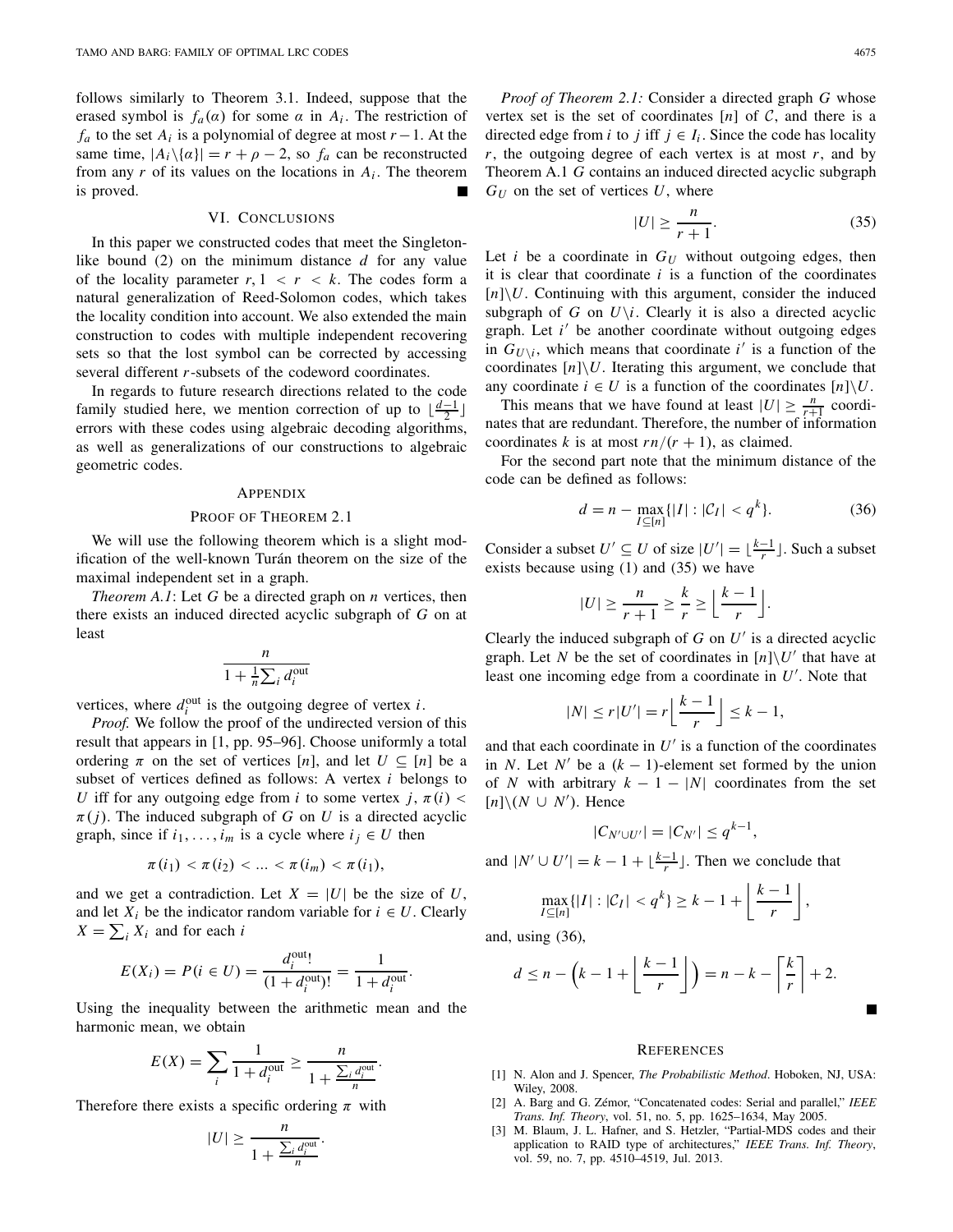follows similarly to Theorem 3.1. Indeed, suppose that the erased symbol is $f_a(\alpha)$ for some $\alpha$ in $A_i$. The restriction of $f_a$ to the set $A_i$ is a polynomial of degree at most $r-1$. At the same time, $|A_i\backslash\{\alpha\}| = r + \rho - 2$, so $f_a$ can be reconstructed from any $r$ of its values on the locations in $A_i$. The theorem is proved. ■

## VI. Conclusions

In this paper we constructed codes that meet the Singleton-like bound (2) on the minimum distance $d$ for any value of the locality parameter $r, 1 < r < k$. The codes form a natural generalization of Reed-Solomon codes, which takes the locality condition into account. We also extended the main construction to codes with multiple independent recovering sets so that the lost symbol can be corrected by accessing several different $r$-subsets of the codeword coordinates.

In regards to future research directions related to the code family studied here, we mention correction of up to $\lfloor \frac{d-1}{2} \rfloor$ errors with these codes using algebraic decoding algorithms, as well as generalizations of our constructions to algebraic geometric codes.

## Appendix

### Proof of Theorem 2.1

We will use the following theorem which is a slight modification of the well-known Turán theorem on the size of the maximal independent set in a graph.

*Theorem A.1*: Let $G$ be a directed graph on $n$ vertices, then there exists an induced directed acyclic subgraph of $G$ on at least

$$\frac{n}{1 + \frac{1}{n}\sum_i d_i^{\text{out}}}$$

vertices, where $d_i^{\text{out}}$ is the outgoing degree of vertex $i$.

*Proof.* We follow the proof of the undirected version of this result that appears in [1, pp. 95–96]. Choose uniformly a total ordering $\pi$ on the set of vertices $[n]$, and let $U \subseteq [n]$ be a subset of vertices defined as follows: A vertex $i$ belongs to $U$ iff for any outgoing edge from $i$ to some vertex $j$, $\pi(i) < \pi(j)$. The induced subgraph of $G$ on $U$ is a directed acyclic graph, since if $i_1, \ldots, i_m$ is a cycle where $i_j \in U$ then

$$\pi(i_1) < \pi(i_2) < \ldots < \pi(i_m) < \pi(i_1),$$

and we get a contradiction. Let $X = |U|$ be the size of $U$, and let $X_i$ be the indicator random variable for $i \in U$. Clearly $X = \sum_i X_i$ and for each $i$

$$E(X_i) = P(i \in U) = \frac{d_i^{\text{out}}!}{(1 + d_i^{\text{out}})!} = \frac{1}{1 + d_i^{\text{out}}}.$$

Using the inequality between the arithmetic mean and the harmonic mean, we obtain

$$E(X) = \sum_i \frac{1}{1 + d_i^{\text{out}}} \geq \frac{n}{1 + \frac{\sum_i d_i^{\text{out}}}{n}}.$$

Therefore there exists a specific ordering $\pi$ with

$$|U| \geq \frac{n}{1 + \frac{\sum_i d_i^{\text{out}}}{n}}.$$

*Proof of Theorem 2.1:* Consider a directed graph $G$ whose vertex set is the set of coordinates $[n]$ of $\mathcal{C}$, and there is a directed edge from $i$ to $j$ iff $j \in I_i$. Since the code has locality $r$, the outgoing degree of each vertex is at most $r$, and by Theorem A.1 $G$ contains an induced directed acyclic subgraph $G_U$ on the set of vertices $U$, where

$$|U| \geq \frac{n}{r+1}. \tag{35}$$

Let $i$ be a coordinate in $G_U$ without outgoing edges, then it is clear that coordinate $i$ is a function of the coordinates $[n]\backslash U$. Continuing with this argument, consider the induced subgraph of $G$ on $U\backslash i$. Clearly it is also a directed acyclic graph. Let $i'$ be another coordinate without outgoing edges in $G_{U\backslash i}$, which means that coordinate $i'$ is a function of the coordinates $[n]\backslash U$. Iterating this argument, we conclude that any coordinate $i \in U$ is a function of the coordinates $[n]\backslash U$.

This means that we have found at least $|U| \geq \frac{n}{r+1}$ coordinates that are redundant. Therefore, the number of information coordinates $k$ is at most $rn/(r+1)$, as claimed.

For the second part note that the minimum distance of the code can be defined as follows:

$$d = n - \max_{I \subseteq [n]}\{|I| : |\mathcal{C}_I| < q^k\}. \tag{36}$$

Consider a subset $U' \subseteq U$ of size $|U'| = \lfloor \frac{k-1}{r} \rfloor$. Such a subset exists because using (1) and (35) we have

$$|U| \geq \frac{n}{r+1} \geq \frac{k}{r} \geq \left\lfloor \frac{k-1}{r} \right\rfloor.$$

Clearly the induced subgraph of $G$ on $U'$ is a directed acyclic graph. Let $N$ be the set of coordinates in $[n]\backslash U'$ that have at least one incoming edge from a coordinate in $U'$. Note that

$$|N| \leq r|U'| = r\left\lfloor \frac{k-1}{r} \right\rfloor \leq k-1,$$

and that each coordinate in $U'$ is a function of the coordinates in $N$. Let $N'$ be a $(k-1)$-element set formed by the union of $N$ with arbitrary $k-1-|N|$ coordinates from the set $[n]\backslash(N \cup N')$. Hence

$$|C_{N' \cup U'}| = |C_{N'}| \leq q^{k-1},$$

and $|N' \cup U'| = k - 1 + \lfloor \frac{k-1}{r} \rfloor$. Then we conclude that

$$\max_{I \subseteq [n]}\{|I| : |\mathcal{C}_I| < q^k\} \geq k - 1 + \left\lfloor \frac{k-1}{r} \right\rfloor,$$

and, using (36),

$$d \leq n - \left(k - 1 + \left\lfloor \frac{k-1}{r} \right\rfloor\right) = n - k - \left\lceil \frac{k}{r} \right\rceil + 2.$$

■

## References

[1] N. Alon and J. Spencer, *The Probabilistic Method*. Hoboken, NJ, USA: Wiley, 2008.

[2] A. Barg and G. Zémor, "Concatenated codes: Serial and parallel," *IEEE Trans. Inf. Theory*, vol. 51, no. 5, pp. 1625–1634, May 2005.

[3] M. Blaum, J. L. Hafner, and S. Hetzler, "Partial-MDS codes and their application to RAID type of architectures," *IEEE Trans. Inf. Theory*, vol. 59, no. 7, pp. 4510–4519, Jul. 2013.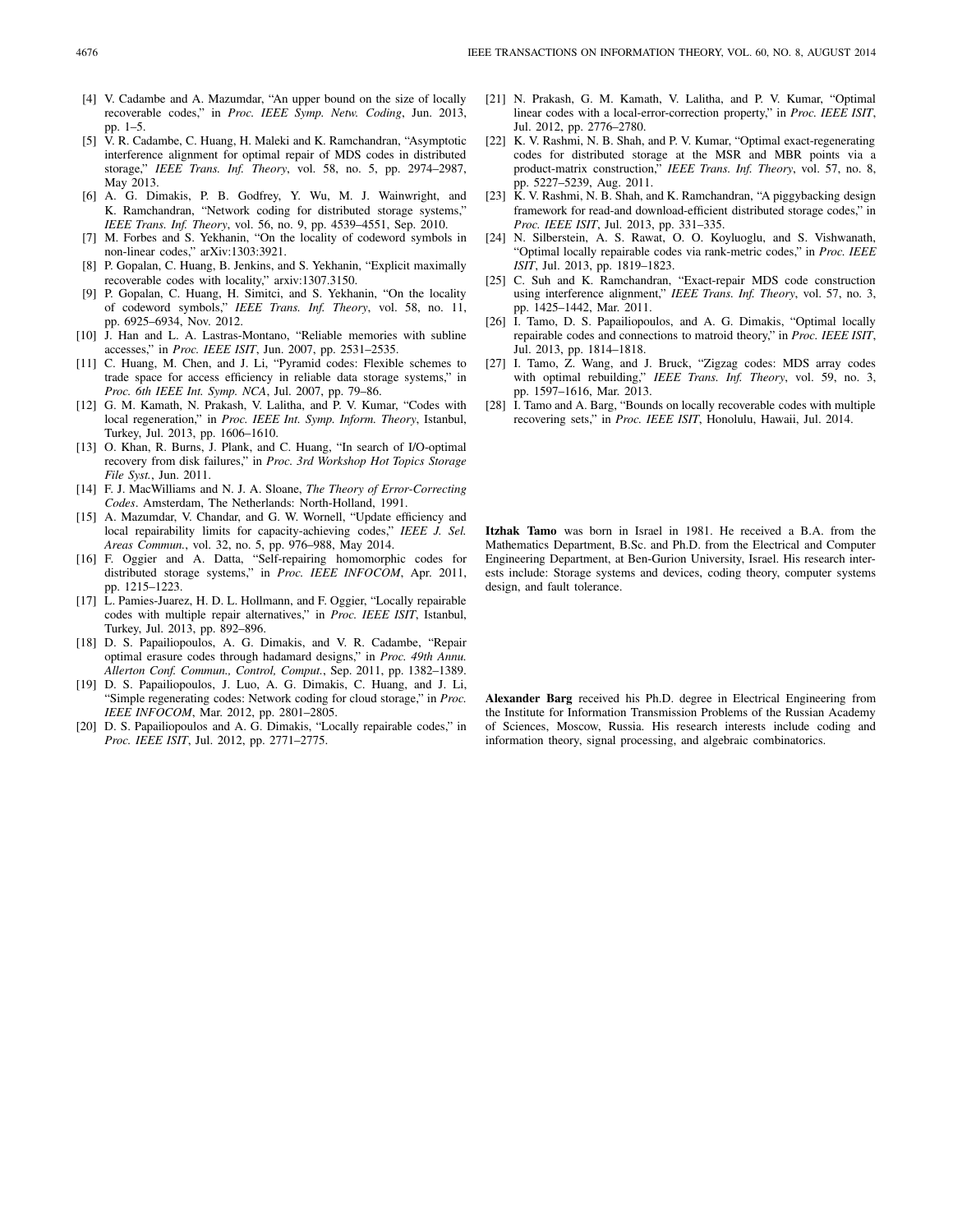[4] V. Cadambe and A. Mazumdar, "An upper bound on the size of locally recoverable codes," in *Proc. IEEE Symp. Netw. Coding*, Jun. 2013, pp. 1–5.

[5] V. R. Cadambe, C. Huang, H. Maleki and K. Ramchandran, "Asymptotic interference alignment for optimal repair of MDS codes in distributed storage," *IEEE Trans. Inf. Theory*, vol. 58, no. 5, pp. 2974–2987, May 2013.

[6] A. G. Dimakis, P. B. Godfrey, Y. Wu, M. J. Wainwright, and K. Ramchandran, "Network coding for distributed storage systems," *IEEE Trans. Inf. Theory*, vol. 56, no. 9, pp. 4539–4551, Sep. 2010.

[7] M. Forbes and S. Yekhanin, "On the locality of codeword symbols in non-linear codes," arXiv:1303:3921.

[8] P. Gopalan, C. Huang, B. Jenkins, and S. Yekhanin, "Explicit maximally recoverable codes with locality," arxiv:1307.3150.

[9] P. Gopalan, C. Huang, H. Simitci, and S. Yekhanin, "On the locality of codeword symbols," *IEEE Trans. Inf. Theory*, vol. 58, no. 11, pp. 6925–6934, Nov. 2012.

[10] J. Han and L. A. Lastras-Montano, "Reliable memories with subline accesses," in *Proc. IEEE ISIT*, Jun. 2007, pp. 2531–2535.

[11] C. Huang, M. Chen, and J. Li, "Pyramid codes: Flexible schemes to trade space for access efficiency in reliable data storage systems," in *Proc. 6th IEEE Int. Symp. NCA*, Jul. 2007, pp. 79–86.

[12] G. M. Kamath, N. Prakash, V. Lalitha, and P. V. Kumar, "Codes with local regeneration," in *Proc. IEEE Int. Symp. Inform. Theory*, Istanbul, Turkey, Jul. 2013, pp. 1606–1610.

[13] O. Khan, R. Burns, J. Plank, and C. Huang, "In search of I/O-optimal recovery from disk failures," in *Proc. 3rd Workshop Hot Topics Storage File Syst.*, Jun. 2011.

[14] F. J. MacWilliams and N. J. A. Sloane, *The Theory of Error-Correcting Codes*. Amsterdam, The Netherlands: North-Holland, 1991.

[15] A. Mazumdar, V. Chandar, and G. W. Wornell, "Update efficiency and local repairability limits for capacity-achieving codes," *IEEE J. Sel. Areas Commun.*, vol. 32, no. 5, pp. 976–988, May 2014.

[16] F. Oggier and A. Datta, "Self-repairing homomorphic codes for distributed storage systems," in *Proc. IEEE INFOCOM*, Apr. 2011, pp. 1215–1223.

[17] L. Pamies-Juarez, H. D. L. Hollmann, and F. Oggier, "Locally repairable codes with multiple repair alternatives," in *Proc. IEEE ISIT*, Istanbul, Turkey, Jul. 2013, pp. 892–896.

[18] D. S. Papailiopoulos, A. G. Dimakis, and V. R. Cadambe, "Repair optimal erasure codes through hadamard designs," in *Proc. 49th Annu. Allerton Conf. Commun., Control, Comput.*, Sep. 2011, pp. 1382–1389.

[19] D. S. Papailiopoulos, J. Luo, A. G. Dimakis, C. Huang, and J. Li, "Simple regenerating codes: Network coding for cloud storage," in *Proc. IEEE INFOCOM*, Mar. 2012, pp. 2801–2805.

[20] D. S. Papailiopoulos and A. G. Dimakis, "Locally repairable codes," in *Proc. IEEE ISIT*, Jul. 2012, pp. 2771–2775.

[21] N. Prakash, G. M. Kamath, V. Lalitha, and P. V. Kumar, "Optimal linear codes with a local-error-correction property," in *Proc. IEEE ISIT*, Jul. 2012, pp. 2776–2780.

[22] K. V. Rashmi, N. B. Shah, and P. V. Kumar, "Optimal exact-regenerating codes for distributed storage at the MSR and MBR points via a product-matrix construction," *IEEE Trans. Inf. Theory*, vol. 57, no. 8, pp. 5227–5239, Aug. 2011.

[23] K. V. Rashmi, N. B. Shah, and K. Ramchandran, "A piggybacking design framework for read-and download-efficient distributed storage codes," in *Proc. IEEE ISIT*, Jul. 2013, pp. 331–335.

[24] N. Silberstein, A. S. Rawat, O. O. Koyluoglu, and S. Vishwanath, "Optimal locally repairable codes via rank-metric codes," in *Proc. IEEE ISIT*, Jul. 2013, pp. 1819–1823.

[25] C. Suh and K. Ramchandran, "Exact-repair MDS code construction using interference alignment," *IEEE Trans. Inf. Theory*, vol. 57, no. 3, pp. 1425–1442, Mar. 2011.

[26] I. Tamo, D. S. Papailiopoulos, and A. G. Dimakis, "Optimal locally repairable codes and connections to matroid theory," in *Proc. IEEE ISIT*, Jul. 2013, pp. 1814–1818.

[27] I. Tamo, Z. Wang, and J. Bruck, "Zigzag codes: MDS array codes with optimal rebuilding," *IEEE Trans. Inf. Theory*, vol. 59, no. 3, pp. 1597–1616, Mar. 2013.

[28] I. Tamo and A. Barg, "Bounds on locally recoverable codes with multiple recovering sets," in *Proc. IEEE ISIT*, Honolulu, Hawaii, Jul. 2014.

**Itzhak Tamo** was born in Israel in 1981. He received a B.A. from the Mathematics Department, B.Sc. and Ph.D. from the Electrical and Computer Engineering Department, at Ben-Gurion University, Israel. His research interests include: Storage systems and devices, coding theory, computer systems design, and fault tolerance.

**Alexander Barg** received his Ph.D. degree in Electrical Engineering from the Institute for Information Transmission Problems of the Russian Academy of Sciences, Moscow, Russia. His research interests include coding and information theory, signal processing, and algebraic combinatorics.